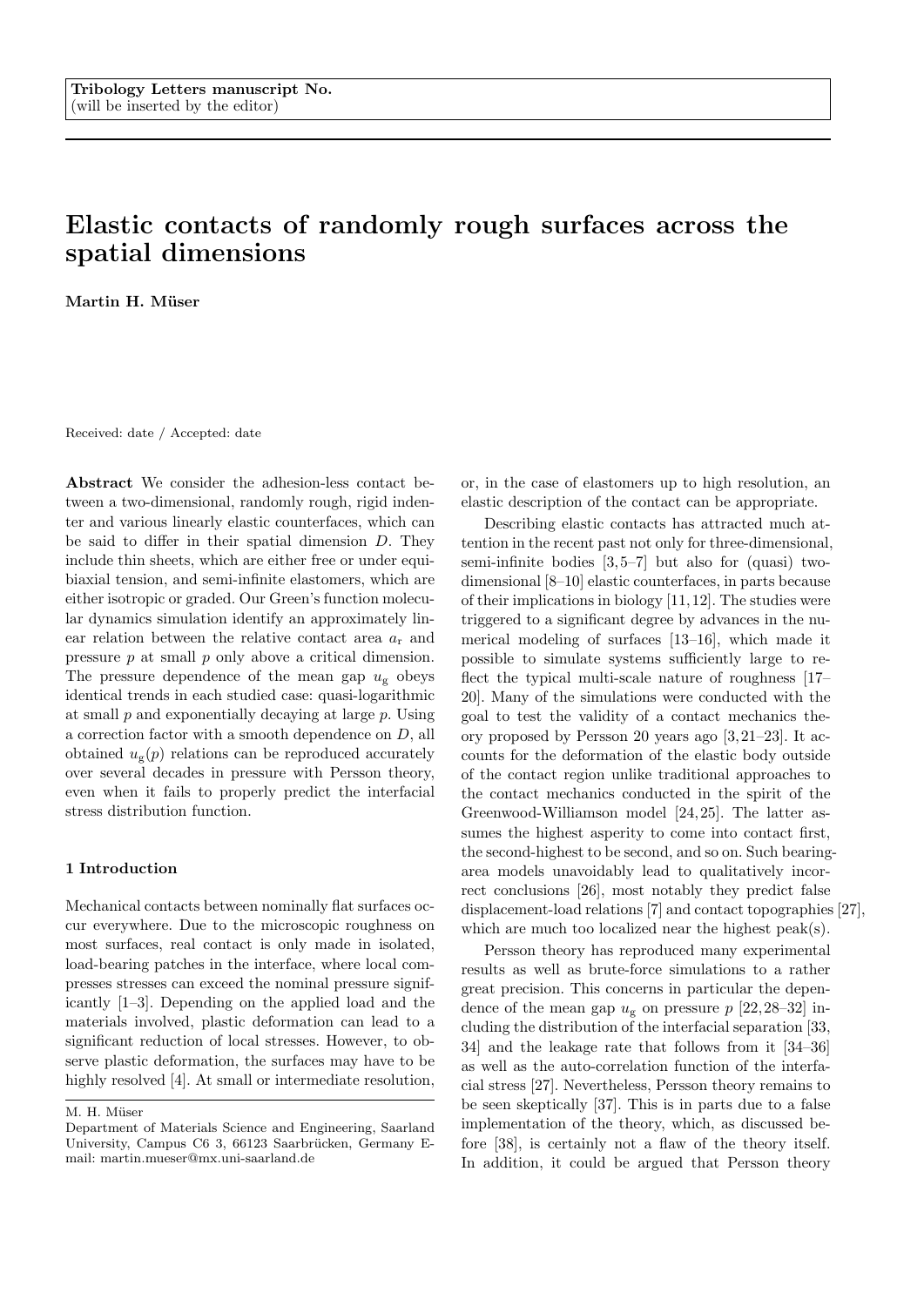Tribology Letters manuscript No.
(will be inserted by the editor)

# Elastic contacts of randomly rough surfaces across the spatial dimensions

**Martin H. Müser**

Received: date / Accepted: date

**Abstract** We consider the adhesion-less contact between a two-dimensional, randomly rough, rigid indenter and various linearly elastic counterfaces, which can be said to differ in their spatial dimension $D$. They include thin sheets, which are either free or under equi-biaxial tension, and semi-infinite elastomers, which are either isotropic or graded. Our Green's function molecular dynamics simulation identify an approximately linear relation between the relative contact area $a_{\rm r}$ and pressure $p$ at small $p$ only above a critical dimension. The pressure dependence of the mean gap $u_{\rm g}$ obeys identical trends in each studied case: quasi-logarithmic at small $p$ and exponentially decaying at large $p$. Using a correction factor with a smooth dependence on $D$, all obtained $u_{\rm g}(p)$ relations can be reproduced accurately over several decades in pressure with Persson theory, even when it fails to properly predict the interfacial stress distribution function.

## 1 Introduction

Mechanical contacts between nominally flat surfaces occur everywhere. Due to the microscopic roughness on most surfaces, real contact is only made in isolated, load-bearing patches in the interface, where local compresses stresses can exceed the nominal pressure significantly [1–3]. Depending on the applied load and the materials involved, plastic deformation can lead to a significant reduction of local stresses. However, to observe plastic deformation, the surfaces may have to be highly resolved [4]. At small or intermediate resolution, or, in the case of elastomers up to high resolution, an elastic description of the contact can be appropriate.

Describing elastic contacts has attracted much attention in the recent past not only for three-dimensional, semi-infinite bodies [3,5–7] but also for (quasi) two-dimensional [8–10] elastic counterfaces, in parts because of their implications in biology [11,12]. The studies were triggered to a significant degree by advances in the numerical modeling of surfaces [13–16], which made it possible to simulate systems sufficiently large to reflect the typical multi-scale nature of roughness [17–20]. Many of the simulations were conducted with the goal to test the validity of a contact mechanics theory proposed by Persson 20 years ago [3,21–23]. It accounts for the deformation of the elastic body outside of the contact region unlike traditional approaches to the contact mechanics conducted in the spirit of the Greenwood-Williamson model [24,25]. The latter assumes the highest asperity to come into contact first, the second-highest to be second, and so on. Such bearing-area models unavoidably lead to qualitatively incorrect conclusions [26], most notably they predict false displacement-load relations [7] and contact topographies [27], which are much too localized near the highest peak(s).

Persson theory has reproduced many experimental results as well as brute-force simulations to a rather great precision. This concerns in particular the dependence of the mean gap $u_{\rm g}$ on pressure $p$ [22,28–32] including the distribution of the interfacial separation [33, 34] and the leakage rate that follows from it [34–36] as well as the auto-correlation function of the interfacial stress [27]. Nevertheless, Persson theory remains to be seen skeptically [37]. This is in parts due to a false implementation of the theory, which, as discussed before [38], is certainly not a flaw of the theory itself. In addition, it could be argued that Persson theory

M. H. Müser
Department of Materials Science and Engineering, Saarland University, Campus C6 3, 66123 Saarbrücken, Germany E-mail: martin.mueser@mx.uni-saarland.de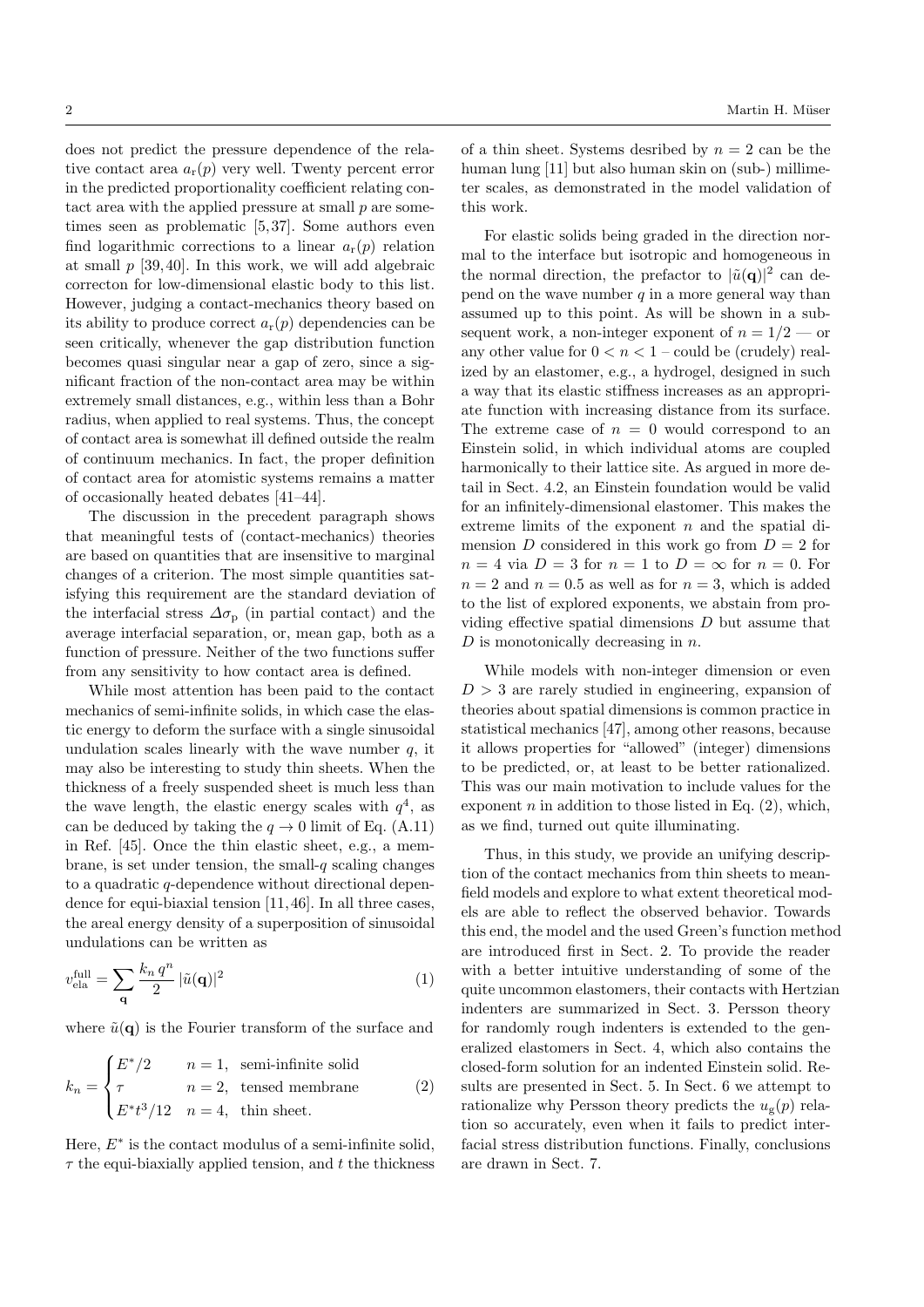does not predict the pressure dependence of the relative contact area $a_\mathrm{r}(p)$ very well. Twenty percent error in the predicted proportionality coefficient relating contact area with the applied pressure at small $p$ are sometimes seen as problematic [5,37]. Some authors even find logarithmic corrections to a linear $a_\mathrm{r}(p)$ relation at small $p$ [39,40]. In this work, we will add algebraic correcton for low-dimensional elastic body to this list. However, judging a contact-mechanics theory based on its ability to produce correct $a_\mathrm{r}(p)$ dependencies can be seen critically, whenever the gap distribution function becomes quasi singular near a gap of zero, since a significant fraction of the non-contact area may be within extremely small distances, e.g., within less than a Bohr radius, when applied to real systems. Thus, the concept of contact area is somewhat ill defined outside the realm of continuum mechanics. In fact, the proper definition of contact area for atomistic systems remains a matter of occasionally heated debates [41–44].

The discussion in the precedent paragraph shows that meaningful tests of (contact-mechanics) theories are based on quantities that are insensitive to marginal changes of a criterion. The most simple quantities satisfying this requirement are the standard deviation of the interfacial stress $\Delta\sigma_\mathrm{p}$ (in partial contact) and the average interfacial separation, or, mean gap, both as a function of pressure. Neither of the two functions suffer from any sensitivity to how contact area is defined.

While most attention has been paid to the contact mechanics of semi-infinite solids, in which case the elastic energy to deform the surface with a single sinusoidal undulation scales linearly with the wave number $q$, it may also be interesting to study thin sheets. When the thickness of a freely suspended sheet is much less than the wave length, the elastic energy scales with $q^4$, as can be deduced by taking the $q \to 0$ limit of Eq. (A.11) in Ref. [45]. Once the thin elastic sheet, e.g., a membrane, is set under tension, the small-$q$ scaling changes to a quadratic $q$-dependence without directional dependence for equi-biaxial tension [11,46]. In all three cases, the areal energy density of a superposition of sinusoidal undulations can be written as

$$v_\mathrm{ela}^\mathrm{full} = \sum_{\mathbf{q}} \frac{k_n\, q^n}{2}\, |\tilde{u}(\mathbf{q})|^2 \tag{1}$$

where $\tilde{u}(\mathbf{q})$ is the Fourier transform of the surface and

$$k_n = \begin{cases} E^*/2 & n=1, \text{ semi-infinite solid} \\ \tau & n=2, \text{ tensed membrane} \\ E^* t^3/12 & n=4, \text{ thin sheet.} \end{cases} \tag{2}$$

Here, $E^*$ is the contact modulus of a semi-infinite solid, $\tau$ the equi-biaxially applied tension, and $t$ the thickness of a thin sheet. Systems desribed by $n = 2$ can be the human lung [11] but also human skin on (sub-) millimeter scales, as demonstrated in the model validation of this work.

For elastic solids being graded in the direction normal to the interface but isotropic and homogeneous in the normal direction, the prefactor to $|\tilde{u}(\mathbf{q})|^2$ can depend on the wave number $q$ in a more general way than assumed up to this point. As will be shown in a subsequent work, a non-integer exponent of $n = 1/2$ — or any other value for $0 < n < 1$ – could be (crudely) realized by an elastomer, e.g., a hydrogel, designed in such a way that its elastic stiffness increases as an appropriate function with increasing distance from its surface. The extreme case of $n = 0$ would correspond to an Einstein solid, in which individual atoms are coupled harmonically to their lattice site. As argued in more detail in Sect. 4.2, an Einstein foundation would be valid for an infinitely-dimensional elastomer. This makes the extreme limits of the exponent $n$ and the spatial dimension $D$ considered in this work go from $D = 2$ for $n = 4$ via $D = 3$ for $n = 1$ to $D = \infty$ for $n = 0$. For $n = 2$ and $n = 0.5$ as well as for $n = 3$, which is added to the list of explored exponents, we abstain from providing effective spatial dimensions $D$ but assume that $D$ is monotonically decreasing in $n$.

While models with non-integer dimension or even $D > 3$ are rarely studied in engineering, expansion of theories about spatial dimensions is common practice in statistical mechanics [47], among other reasons, because it allows properties for "allowed" (integer) dimensions to be predicted, or, at least to be better rationalized. This was our main motivation to include values for the exponent $n$ in addition to those listed in Eq. (2), which, as we find, turned out quite illuminating.

Thus, in this study, we provide an unifying description of the contact mechanics from thin sheets to mean-field models and explore to what extent theoretical models are able to reflect the observed behavior. Towards this end, the model and the used Green's function method are introduced first in Sect. 2. To provide the reader with a better intuitive understanding of some of the quite uncommon elastomers, their contacts with Hertzian indenters are summarized in Sect. 3. Persson theory for randomly rough indenters is extended to the generalized elastomers in Sect. 4, which also contains the closed-form solution for an indented Einstein solid. Results are presented in Sect. 5. In Sect. 6 we attempt to rationalize why Persson theory predicts the $u_\mathrm{g}(p)$ relation so accurately, even when it fails to predict interfacial stress distribution functions. Finally, conclusions are drawn in Sect. 7.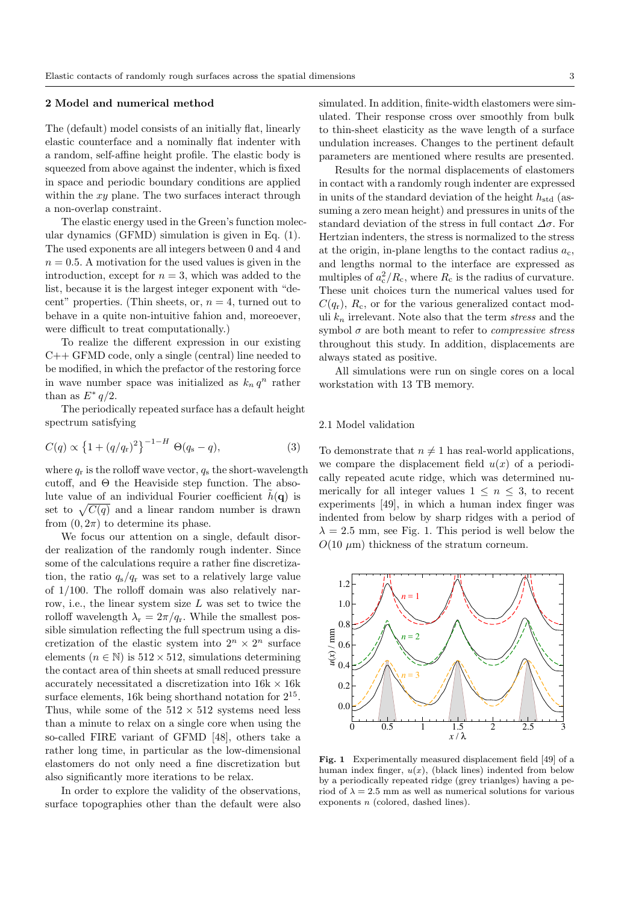## 2 Model and numerical method

The (default) model consists of an initially flat, linearly elastic counterface and a nominally flat indenter with a random, self-affine height profile. The elastic body is squeezed from above against the indenter, which is fixed in space and periodic boundary conditions are applied within the $xy$ plane. The two surfaces interact through a non-overlap constraint.

The elastic energy used in the Green's function molecular dynamics (GFMD) simulation is given in Eq. (1). The used exponents are all integers between 0 and 4 and $n = 0.5$. A motivation for the used values is given in the introduction, except for $n = 3$, which was added to the list, because it is the largest integer exponent with "decent" properties. (Thin sheets, or, $n = 4$, turned out to behave in a quite non-intuitive fahion and, moreover, were difficult to treat computationally.)

To realize the different expression in our existing C++ GFMD code, only a single (central) line needed to be modified, in which the prefactor of the restoring force in wave number space was initialized as $k_n\, q^n$ rather than as $E^*\, q/2$.

The periodically repeated surface has a default height spectrum satisfying

$$C(q) \propto \left\{1 + (q/q_\mathrm{r})^2\right\}^{-1-H} \Theta(q_\mathrm{s} - q), \tag{3}$$

where $q_\mathrm{r}$ is the rolloff wave vector, $q_\mathrm{s}$ the short-wavelength cutoff, and $\Theta$ the Heaviside step function. The absolute value of an individual Fourier coefficient $\tilde{h}(\mathbf{q})$ is set to $\sqrt{C(q)}$ and a linear random number is drawn from $(0, 2\pi)$ to determine its phase.

We focus our attention on a single, default disorder realization of the randomly rough indenter. Since some of the calculations require a rather fine discretization, the ratio $q_\mathrm{s}/q_\mathrm{r}$ was set to a relatively large value of 1/100. The rolloff domain was also relatively narrow, i.e., the linear system size $L$ was set to twice the rolloff wavelength $\lambda_\mathrm{r} = 2\pi/q_\mathrm{r}$. While the smallest possible simulation reflecting the full spectrum using a discretization of the elastic system into $2^n \times 2^n$ surface elements ($n \in \mathbb{N}$) is $512 \times 512$, simulations determining the contact area of thin sheets at small reduced pressure accurately necessitated a discretization into 16k $\times$ 16k surface elements, 16k being shorthand notation for $2^{15}$. Thus, while some of the $512 \times 512$ systems need less than a minute to relax on a single core when using the so-called FIRE variant of GFMD [48], others take a rather long time, in particular as the low-dimensional elastomers do not only need a fine discretization but also significantly more iterations to be relax.

In order to explore the validity of the observations, surface topographies other than the default were also simulated. In addition, finite-width elastomers were simulated. Their response cross over smoothly from bulk to thin-sheet elasticity as the wave length of a surface undulation increases. Changes to the pertinent default parameters are mentioned where results are presented.

Results for the normal displacements of elastomers in contact with a randomly rough indenter are expressed in units of the standard deviation of the height $h_\mathrm{std}$ (assuming a zero mean height) and pressures in units of the standard deviation of the stress in full contact $\Delta\sigma$. For Hertzian indenters, the stress is normalized to the stress at the origin, in-plane lengths to the contact radius $a_\mathrm{c}$, and lengths normal to the interface are expressed as multiples of $a_\mathrm{c}^2/R_\mathrm{c}$, where $R_\mathrm{c}$ is the radius of curvature. These unit choices turn the numerical values used for $C(q_\mathrm{r})$, $R_\mathrm{c}$, or for the various generalized contact moduli $k_n$ irrelevant. Note also that the term *stress* and the symbol $\sigma$ are both meant to refer to *compressive stress* throughout this study. In addition, displacements are always stated as positive.

All simulations were run on single cores on a local workstation with 13 TB memory.

### 2.1 Model validation

To demonstrate that $n \neq 1$ has real-world applications, we compare the displacement field $u(x)$ of a periodically repeated acute ridge, which was determined numerically for all integer values $1 \leq n \leq 3$, to recent experiments [49], in which a human index finger was indented from below by sharp ridges with a period of $\lambda = 2.5$ mm, see Fig. 1. This period is well below the $O(10\ \mu\mathrm{m})$ thickness of the stratum corneum.

**Fig. 1** Experimentally measured displacement field [49] of a human index finger, $u(x)$, (black lines) indented from below by a periodically repeated ridge (grey trianlges) having a period of $\lambda = 2.5$ mm as well as numerical solutions for various exponents $n$ (colored, dashed lines).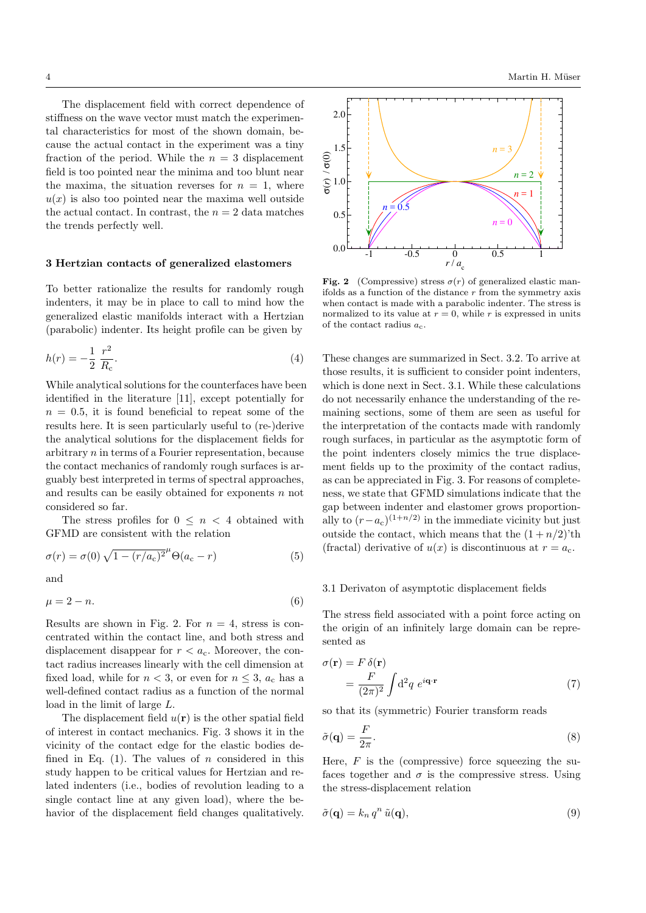The displacement field with correct dependence of stiffness on the wave vector must match the experimental characteristics for most of the shown domain, because the actual contact in the experiment was a tiny fraction of the period. While the $n = 3$ displacement field is too pointed near the minima and too blunt near the maxima, the situation reverses for $n = 1$, where $u(x)$ is also too pointed near the maxima well outside the actual contact. In contrast, the $n = 2$ data matches the trends perfectly well.

## 3 Hertzian contacts of generalized elastomers

To better rationalize the results for randomly rough indenters, it may be in place to call to mind how the generalized elastic manifolds interact with a Hertzian (parabolic) indenter. Its height profile can be given by

$$h(r) = -\frac{1}{2}\,\frac{r^2}{R_c}. \tag{4}$$

While analytical solutions for the counterfaces have been identified in the literature [11], except potentially for $n = 0.5$, it is found beneficial to repeat some of the results here. It is seen particularly useful to (re-)derive the analytical solutions for the displacement fields for arbitrary $n$ in terms of a Fourier representation, because the contact mechanics of randomly rough surfaces is arguably best interpreted in terms of spectral approaches, and results can be easily obtained for exponents $n$ not considered so far.

The stress profiles for $0 \le n < 4$ obtained with GFMD are consistent with the relation

$$\sigma(r) = \sigma(0)\,\sqrt{1-(r/a_c)^2}^{\,\mu}\,\Theta(a_c - r) \tag{5}$$

and

$$\mu = 2 - n. \tag{6}$$

Results are shown in Fig. 2. For $n = 4$, stress is concentrated within the contact line, and both stress and displacement disappear for $r < a_c$. Moreover, the contact radius increases linearly with the cell dimension at fixed load, while for $n < 3$, or even for $n \le 3$, $a_c$ has a well-defined contact radius as a function of the normal load in the limit of large $L$.

The displacement field $u(\mathbf{r})$ is the other spatial field of interest in contact mechanics. Fig. 3 shows it in the vicinity of the contact edge for the elastic bodies defined in Eq. (1). The values of $n$ considered in this study happen to be critical values for Hertzian and related indenters (i.e., bodies of revolution leading to a single contact line at any given load), where the behavior of the displacement field changes qualitatively.

**Fig. 2** (Compressive) stress $\sigma(r)$ of generalized elastic manifolds as a function of the distance $r$ from the symmetry axis when contact is made with a parabolic indenter. The stress is normalized to its value at $r = 0$, while $r$ is expressed in units of the contact radius $a_c$.

These changes are summarized in Sect. 3.2. To arrive at those results, it is sufficient to consider point indenters, which is done next in Sect. 3.1. While these calculations do not necessarily enhance the understanding of the remaining sections, some of them are seen as useful for the interpretation of the contacts made with randomly rough surfaces, in particular as the asymptotic form of the point indenters closely mimics the true displacement fields up to the proximity of the contact radius, as can be appreciated in Fig. 3. For reasons of completeness, we state that GFMD simulations indicate that the gap between indenter and elastomer grows proportionally to $(r - a_c)^{(1+n/2)}$ in the immediate vicinity but just outside the contact, which means that the $(1 + n/2)$'th (fractal) derivative of $u(x)$ is discontinuous at $r = a_c$.

### 3.1 Derivaton of asymptotic displacement fields

The stress field associated with a point force acting on the origin of an infinitely large domain can be represented as

$$\begin{aligned}\sigma(\mathbf{r}) &= F\,\delta(\mathbf{r}) \\ &= \frac{F}{(2\pi)^2}\int \mathrm{d}^2q\; e^{i\mathbf{q}\cdot\mathbf{r}}\end{aligned} \tag{7}$$

so that its (symmetric) Fourier transform reads

$$\tilde\sigma(\mathbf{q}) = \frac{F}{2\pi}. \tag{8}$$

Here, $F$ is the (compressive) force squeezing the sufaces together and $\sigma$ is the compressive stress. Using the stress-displacement relation

$$\tilde\sigma(\mathbf{q}) = k_n\, q^n\, \tilde u(\mathbf{q}), \tag{9}$$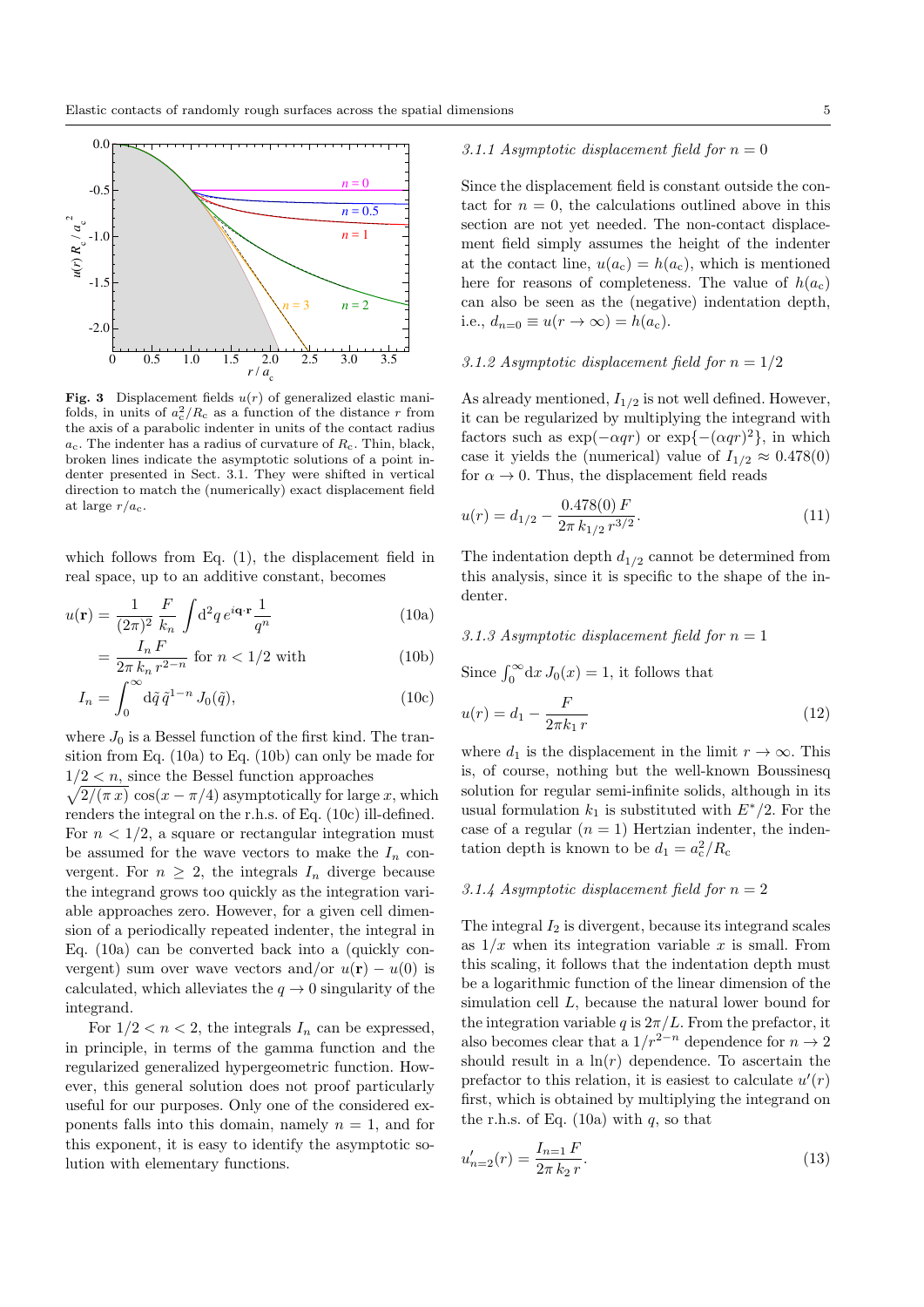**Fig. 3** Displacement fields $u(r)$ of generalized elastic manifolds, in units of $a_c^2/R_c$ as a function of the distance $r$ from the axis of a parabolic indenter in units of the contact radius $a_c$. The indenter has a radius of curvature of $R_c$. Thin, black, broken lines indicate the asymptotic solutions of a point indenter presented in Sect. 3.1. They were shifted in vertical direction to match the (numerically) exact displacement field at large $r/a_c$.

which follows from Eq. (1), the displacement field in real space, up to an additive constant, becomes

$$u(\mathbf{r}) = \frac{1}{(2\pi)^2}\frac{F}{k_n}\int d^2q\, e^{i\mathbf{q}\cdot\mathbf{r}}\frac{1}{q^n} \tag{10a}$$

$$= \frac{I_n F}{2\pi\, k_n\, r^{2-n}} \text{ for } n < 1/2 \text{ with} \tag{10b}$$

$$I_n = \int_0^\infty d\tilde{q}\,\tilde{q}^{1-n}\, J_0(\tilde{q}), \tag{10c}$$

where $J_0$ is a Bessel function of the first kind. The transition from Eq. (10a) to Eq. (10b) can only be made for $1/2 < n$, since the Bessel function approaches $\sqrt{2/(\pi\, x)}\, \cos(x - \pi/4)$ asymptotically for large $x$, which renders the integral on the r.h.s. of Eq. (10c) ill-defined. For $n < 1/2$, a square or rectangular integration must be assumed for the wave vectors to make the $I_n$ convergent. For $n \geq 2$, the integrals $I_n$ diverge because the integrand grows too quickly as the integration variable approaches zero. However, for a given cell dimension of a periodically repeated indenter, the integral in Eq. (10a) can be converted back into a (quickly convergent) sum over wave vectors and/or $u(\mathbf{r}) - u(0)$ is calculated, which alleviates the $q \to 0$ singularity of the integrand.

For $1/2 < n < 2$, the integrals $I_n$ can be expressed, in principle, in terms of the gamma function and the regularized generalized hypergeometric function. However, this general solution does not proof particularly useful for our purposes. Only one of the considered exponents falls into this domain, namely $n = 1$, and for this exponent, it is easy to identify the asymptotic solution with elementary functions.

#### 3.1.1 Asymptotic displacement field for $n = 0$

Since the displacement field is constant outside the contact for $n = 0$, the calculations outlined above in this section are not yet needed. The non-contact displacement field simply assumes the height of the indenter at the contact line, $u(a_c) = h(a_c)$, which is mentioned here for reasons of completeness. The value of $h(a_c)$ can also be seen as the (negative) indentation depth, i.e., $d_{n=0} \equiv u(r \to \infty) = h(a_c)$.

#### 3.1.2 Asymptotic displacement field for $n = 1/2$

As already mentioned, $I_{1/2}$ is not well defined. However, it can be regularized by multiplying the integrand with factors such as $\exp(-\alpha qr)$ or $\exp\{-(\alpha qr)^2\}$, in which case it yields the (numerical) value of $I_{1/2} \approx 0.478(0)$ for $\alpha \to 0$. Thus, the displacement field reads

$$u(r) = d_{1/2} - \frac{0.478(0)\, F}{2\pi\, k_{1/2}\, r^{3/2}}. \tag{11}$$

The indentation depth $d_{1/2}$ cannot be determined from this analysis, since it is specific to the shape of the indenter.

#### 3.1.3 Asymptotic displacement field for $n = 1$

Since $\int_0^\infty dx\, J_0(x) = 1$, it follows that

$$u(r) = d_1 - \frac{F}{2\pi k_1\, r} \tag{12}$$

where $d_1$ is the displacement in the limit $r \to \infty$. This is, of course, nothing but the well-known Boussinesq solution for regular semi-infinite solids, although in its usual formulation $k_1$ is substituted with $E^*/2$. For the case of a regular ($n = 1$) Hertzian indenter, the indentation depth is known to be $d_1 = a_c^2/R_c$

#### 3.1.4 Asymptotic displacement field for $n = 2$

The integral $I_2$ is divergent, because its integrand scales as $1/x$ when its integration variable $x$ is small. From this scaling, it follows that the indentation depth must be a logarithmic function of the linear dimension of the simulation cell $L$, because the natural lower bound for the integration variable $q$ is $2\pi/L$. From the prefactor, it also becomes clear that a $1/r^{2-n}$ dependence for $n \to 2$ should result in a $\ln(r)$ dependence. To ascertain the prefactor to this relation, it is easiest to calculate $u'(r)$ first, which is obtained by multiplying the integrand on the r.h.s. of Eq. (10a) with $q$, so that

$$u'_{n=2}(r) = \frac{I_{n=1}\, F}{2\pi\, k_2\, r}. \tag{13}$$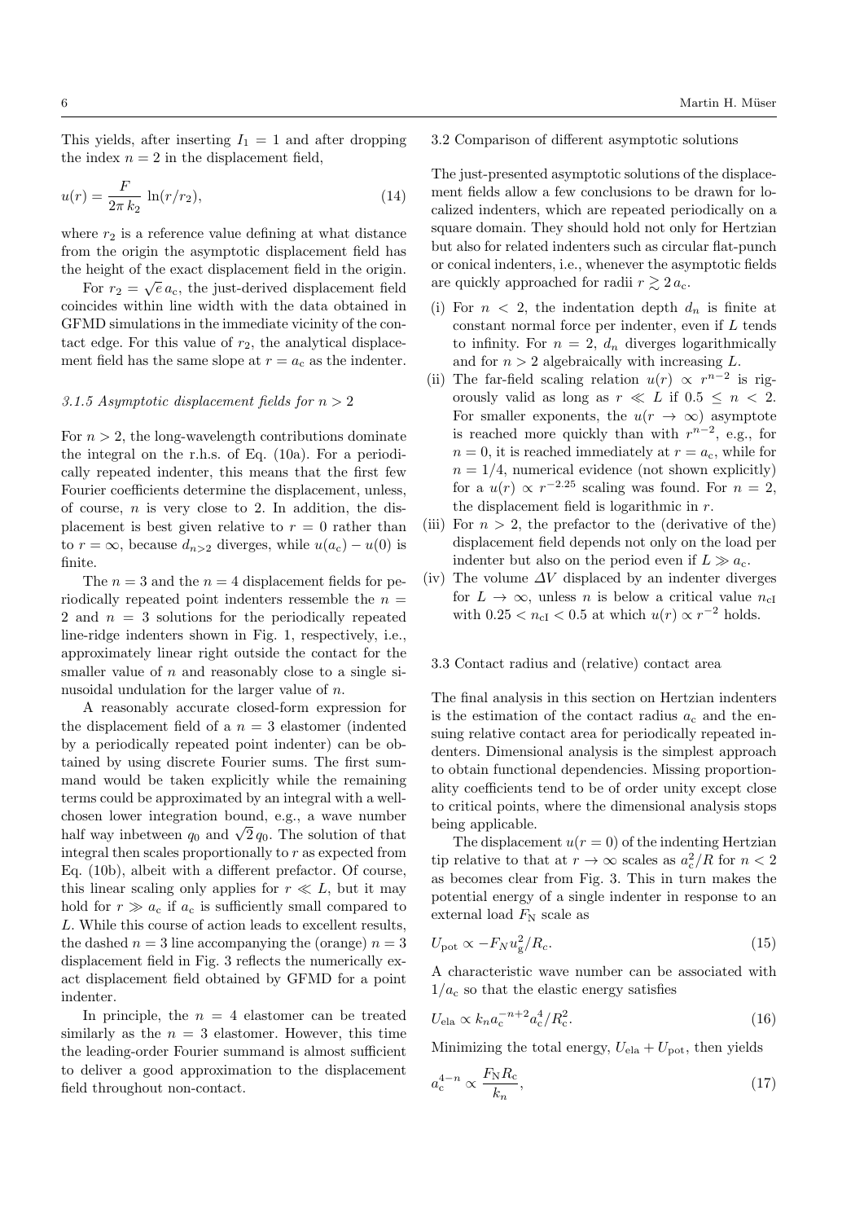This yields, after inserting $I_1 = 1$ and after dropping the index $n = 2$ in the displacement field,

$$u(r) = \frac{F}{2\pi\, k_2}\, \ln(r/r_2), \tag{14}$$

where $r_2$ is a reference value defining at what distance from the origin the asymptotic displacement field has the height of the exact displacement field in the origin.

For $r_2 = \sqrt{e}\, a_c$, the just-derived displacement field coincides within line width with the data obtained in GFMD simulations in the immediate vicinity of the contact edge. For this value of $r_2$, the analytical displacement field has the same slope at $r = a_c$ as the indenter.

#### 3.1.5 Asymptotic displacement fields for $n > 2$

For $n > 2$, the long-wavelength contributions dominate the integral on the r.h.s. of Eq. (10a). For a periodically repeated indenter, this means that the first few Fourier coefficients determine the displacement, unless, of course, $n$ is very close to 2. In addition, the displacement is best given relative to $r = 0$ rather than to $r = \infty$, because $d_{n>2}$ diverges, while $u(a_c) - u(0)$ is finite.

The $n = 3$ and the $n = 4$ displacement fields for periodically repeated point indenters ressemble the $n = 2$ and $n = 3$ solutions for the periodically repeated line-ridge indenters shown in Fig. 1, respectively, i.e., approximately linear right outside the contact for the smaller value of $n$ and reasonably close to a single sinusoidal undulation for the larger value of $n$.

A reasonably accurate closed-form expression for the displacement field of a $n = 3$ elastomer (indented by a periodically repeated point indenter) can be obtained by using discrete Fourier sums. The first summand would be taken explicitly while the remaining terms could be approximated by an integral with a well-chosen lower integration bound, e.g., a wave number half way inbetween $q_0$ and $\sqrt{2}\, q_0$. The solution of that integral then scales proportionally to $r$ as expected from Eq. (10b), albeit with a different prefactor. Of course, this linear scaling only applies for $r \ll L$, but it may hold for $r \gg a_c$ if $a_c$ is sufficiently small compared to $L$. While this course of action leads to excellent results, the dashed $n = 3$ line accompanying the (orange) $n = 3$ displacement field in Fig. 3 reflects the numerically exact displacement field obtained by GFMD for a point indenter.

In principle, the $n = 4$ elastomer can be treated similarly as the $n = 3$ elastomer. However, this time the leading-order Fourier summand is almost sufficient to deliver a good approximation to the displacement field throughout non-contact.

### 3.2 Comparison of different asymptotic solutions

The just-presented asymptotic solutions of the displacement fields allow a few conclusions to be drawn for localized indenters, which are repeated periodically on a square domain. They should hold not only for Hertzian but also for related indenters such as circular flat-punch or conical indenters, i.e., whenever the asymptotic fields are quickly approached for radii $r \gtrsim 2\, a_c$.

(i) For $n < 2$, the indentation depth $d_n$ is finite at constant normal force per indenter, even if $L$ tends to infinity. For $n = 2$, $d_n$ diverges logarithmically and for $n > 2$ algebraically with increasing $L$.
(ii) The far-field scaling relation $u(r) \propto r^{n-2}$ is rigorously valid as long as $r \ll L$ if $0.5 \le n < 2$. For smaller exponents, the $u(r \to \infty)$ asymptote is reached more quickly than with $r^{n-2}$, e.g., for $n = 0$, it is reached immediately at $r = a_c$, while for $n = 1/4$, numerical evidence (not shown explicitly) for a $u(r) \propto r^{-2.25}$ scaling was found. For $n = 2$, the displacement field is logarithmic in $r$.
(iii) For $n > 2$, the prefactor to the (derivative of the) displacement field depends not only on the load per indenter but also on the period even if $L \gg a_c$.
(iv) The volume $\Delta V$ displaced by an indenter diverges for $L \to \infty$, unless $n$ is below a critical value $n_{cI}$ with $0.25 < n_{cI} < 0.5$ at which $u(r) \propto r^{-2}$ holds.

### 3.3 Contact radius and (relative) contact area

The final analysis in this section on Hertzian indenters is the estimation of the contact radius $a_c$ and the ensuing relative contact area for periodically repeated indenters. Dimensional analysis is the simplest approach to obtain functional dependencies. Missing proportionality coefficients tend to be of order unity except close to critical points, where the dimensional analysis stops being applicable.

The displacement $u(r = 0)$ of the indenting Hertzian tip relative to that at $r \to \infty$ scales as $a_c^2/R$ for $n < 2$ as becomes clear from Fig. 3. This in turn makes the potential energy of a single indenter in response to an external load $F_N$ scale as

$$U_{\rm pot} \propto -F_N u_g^2/R_c. \tag{15}$$

A characteristic wave number can be associated with $1/a_c$ so that the elastic energy satisfies

$$U_{\rm ela} \propto k_n a_c^{-n+2} a_c^4/R_c^2. \tag{16}$$

Minimizing the total energy, $U_{\rm ela} + U_{\rm pot}$, then yields

$$a_c^{4-n} \propto \frac{F_N R_c}{k_n}, \tag{17}$$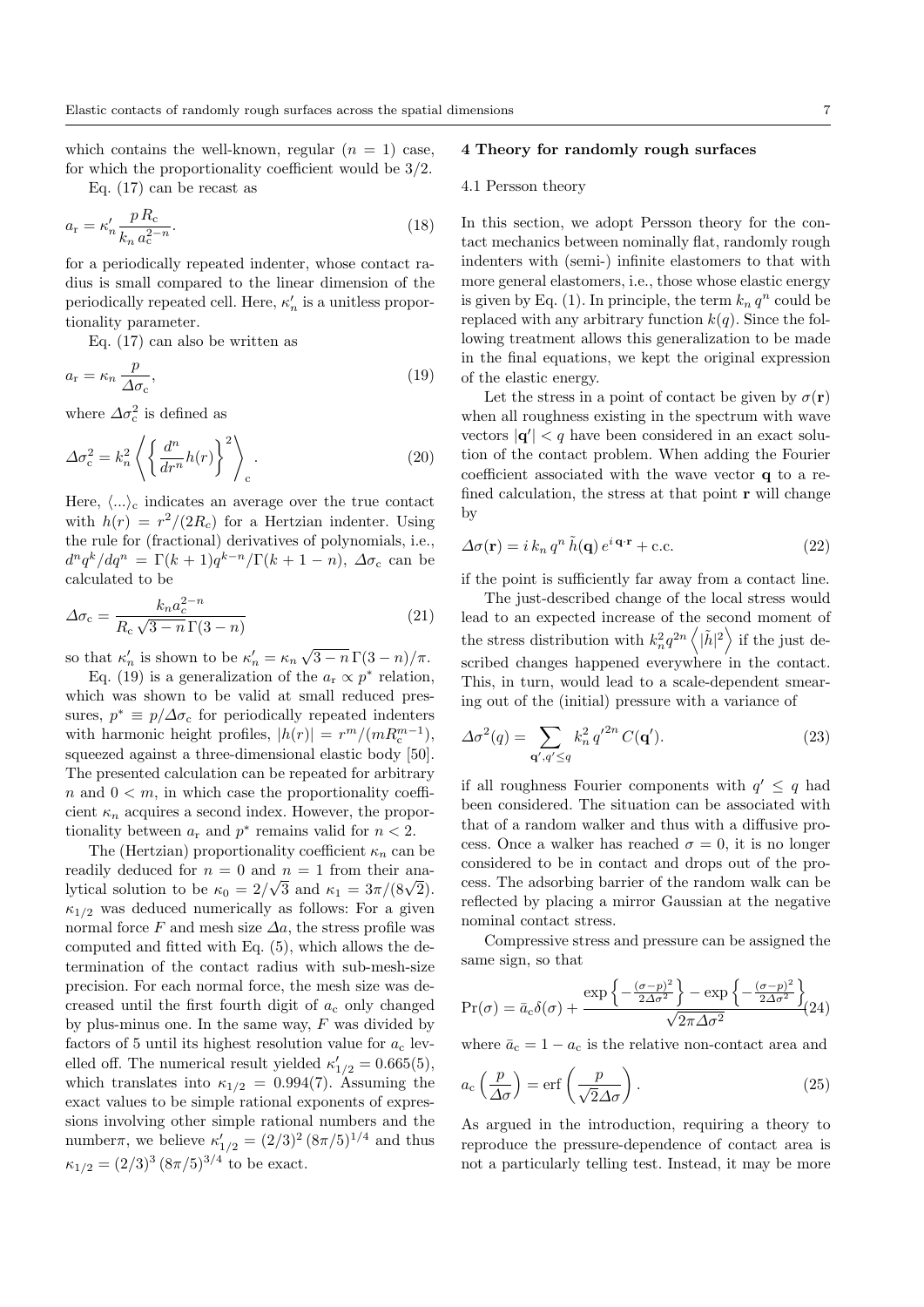which contains the well-known, regular ($n = 1$) case, for which the proportionality coefficient would be 3/2.

Eq. (17) can be recast as

$$a_{\rm r} = \kappa'_n \frac{p\,R_{\rm c}}{k_n\,a_{\rm c}^{2-n}}. \tag{18}$$

for a periodically repeated indenter, whose contact radius is small compared to the linear dimension of the periodically repeated cell. Here, $\kappa'_n$ is a unitless proportionality parameter.

Eq. (17) can also be written as

$$a_{\rm r} = \kappa_n \frac{p}{\Delta\sigma_{\rm c}}, \tag{19}$$

where $\Delta\sigma_{\rm c}^2$ is defined as

$$\Delta\sigma_{\rm c}^2 = k_n^2 \left\langle \left\{ \frac{d^n}{dr^n} h(r) \right\}^2 \right\rangle_{\rm c}. \tag{20}$$

Here, $\langle ... \rangle_{\rm c}$ indicates an average over the true contact with $h(r) = r^2/(2R_{\rm c})$ for a Hertzian indenter. Using the rule for (fractional) derivatives of polynomials, i.e., $d^n q^k/dq^n = \Gamma(k+1)q^{k-n}/\Gamma(k+1-n)$, $\Delta\sigma_{\rm c}$ can be calculated to be

$$\Delta\sigma_{\rm c} = \frac{k_n a_{\rm c}^{2-n}}{R_{\rm c}\sqrt{3-n}\,\Gamma(3-n)} \tag{21}$$

so that $\kappa'_n$ is shown to be $\kappa'_n = \kappa_n\sqrt{3-n}\,\Gamma(3-n)/\pi$.

Eq. (19) is a generalization of the $a_{\rm r} \propto p^*$ relation, which was shown to be valid at small reduced pressures, $p^* \equiv p/\Delta\sigma_{\rm c}$ for periodically repeated indenters with harmonic height profiles, $|h(r)| = r^m/(mR_{\rm c}^{m-1})$, squeezed against a three-dimensional elastic body [50]. The presented calculation can be repeated for arbitrary $n$ and $0 < m$, in which case the proportionality coefficient $\kappa_n$ acquires a second index. However, the proportionality between $a_{\rm r}$ and $p^*$ remains valid for $n < 2$.

The (Hertzian) proportionality coefficient $\kappa_n$ can be readily deduced for $n = 0$ and $n = 1$ from their analytical solution to be $\kappa_0 = 2/\sqrt{3}$ and $\kappa_1 = 3\pi/(8\sqrt{2})$. $\kappa_{1/2}$ was deduced numerically as follows: For a given normal force $F$ and mesh size $\Delta a$, the stress profile was computed and fitted with Eq. (5), which allows the determination of the contact radius with sub-mesh-size precision. For each normal force, the mesh size was decreased until the first fourth digit of $a_{\rm c}$ only changed by plus-minus one. In the same way, $F$ was divided by factors of 5 until its highest resolution value for $a_{\rm c}$ levelled off. The numerical result yielded $\kappa'_{1/2} = 0.665(5)$, which translates into $\kappa_{1/2} = 0.994(7)$. Assuming the exact values to be simple rational exponents of expressions involving other simple rational numbers and the number$\pi$, we believe $\kappa'_{1/2} = (2/3)^2\,(8\pi/5)^{1/4}$ and thus $\kappa_{1/2} = (2/3)^3\,(8\pi/5)^{3/4}$ to be exact.

## 4 Theory for randomly rough surfaces

### 4.1 Persson theory

In this section, we adopt Persson theory for the contact mechanics between nominally flat, randomly rough indenters with (semi-) infinite elastomers to that with more general elastomers, i.e., those whose elastic energy is given by Eq. (1). In principle, the term $k_n\,q^n$ could be replaced with any arbitrary function $k(q)$. Since the following treatment allows this generalization to be made in the final equations, we kept the original expression of the elastic energy.

Let the stress in a point of contact be given by $\sigma(\mathbf{r})$ when all roughness existing in the spectrum with wave vectors $|\mathbf{q}'| < q$ have been considered in an exact solution of the contact problem. When adding the Fourier coefficient associated with the wave vector $\mathbf{q}$ to a refined calculation, the stress at that point $\mathbf{r}$ will change by

$$\Delta\sigma(\mathbf{r}) = i\,k_n\,q^n\,\tilde{h}(\mathbf{q})\,e^{i\,\mathbf{q}\cdot\mathbf{r}} + \text{c.c.} \tag{22}$$

if the point is sufficiently far away from a contact line.

The just-described change of the local stress would lead to an expected increase of the second moment of the stress distribution with $k_n^2 q^{2n}\left\langle|\tilde{h}|^2\right\rangle$ if the just described changes happened everywhere in the contact. This, in turn, would lead to a scale-dependent smearing out of the (initial) pressure with a variance of

$$\Delta\sigma^2(q) = \sum_{\mathbf{q}',q'\le q} k_n^2\,{q'}^{2n}\,C(\mathbf{q}'). \tag{23}$$

if all roughness Fourier components with $q' \le q$ had been considered. The situation can be associated with that of a random walker and thus with a diffusive process. Once a walker has reached $\sigma = 0$, it is no longer considered to be in contact and drops out of the process. The adsorbing barrier of the random walk can be reflected by placing a mirror Gaussian at the negative nominal contact stress.

Compressive stress and pressure can be assigned the same sign, so that

$$\Pr(\sigma) = \bar{a}_{\rm c}\delta(\sigma) + \frac{\exp\left\{-\frac{(\sigma-p)^2}{2\Delta\sigma^2}\right\} - \exp\left\{-\frac{(\sigma-p)^2}{2\Delta\sigma^2}\right\}}{\sqrt{2\pi\Delta\sigma^2}} \tag{24}$$

where $\bar{a}_{\rm c} = 1 - a_{\rm c}$ is the relative non-contact area and

$$a_{\rm c}\left(\frac{p}{\Delta\sigma}\right) = \text{erf}\left(\frac{p}{\sqrt{2}\Delta\sigma}\right). \tag{25}$$

As argued in the introduction, requiring a theory to reproduce the pressure-dependence of contact area is not a particularly telling test. Instead, it may be more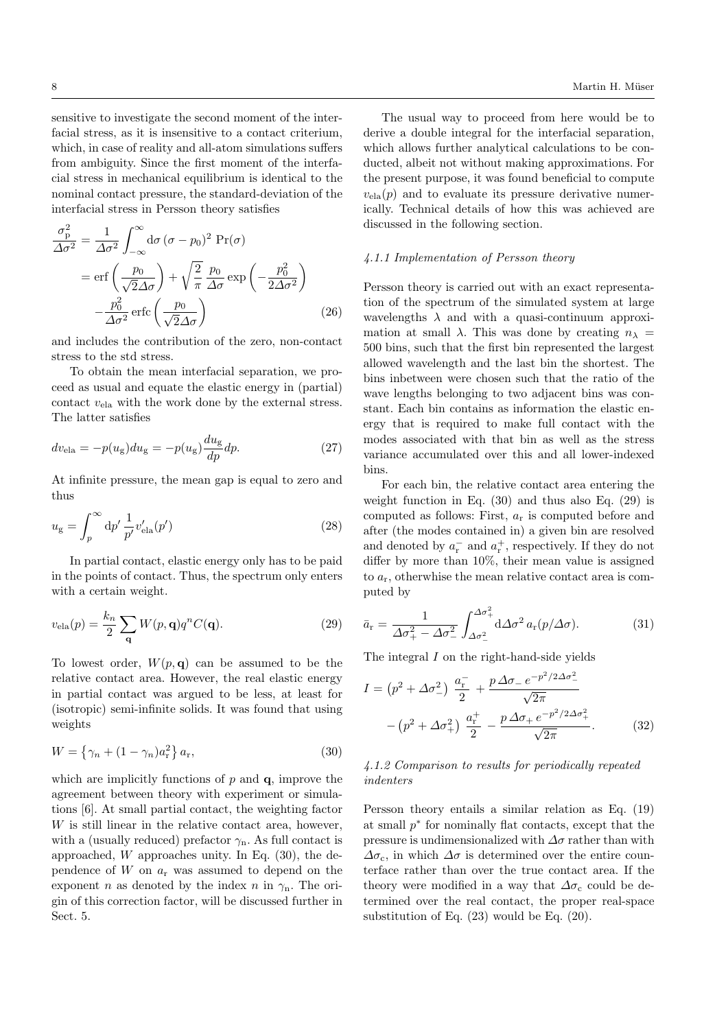sensitive to investigate the second moment of the interfacial stress, as it is insensitive to a contact criterium, which, in case of reality and all-atom simulations suffers from ambiguity. Since the first moment of the interfacial stress in mechanical equilibrium is identical to the nominal contact pressure, the standard-deviation of the interfacial stress in Persson theory satisfies

$$\begin{aligned}\frac{\sigma_{\rm p}^2}{\Delta\sigma^2} &= \frac{1}{\Delta\sigma^2}\int_{-\infty}^{\infty}{\rm d}\sigma\,(\sigma-p_0)^2\,\Pr(\sigma) \\ &= {\rm erf}\left(\frac{p_0}{\sqrt{2}\Delta\sigma}\right)+\sqrt{\frac{2}{\pi}}\,\frac{p_0}{\Delta\sigma}\exp\left(-\frac{p_0^2}{2\Delta\sigma^2}\right) \\ &\quad -\frac{p_0^2}{\Delta\sigma^2}\,{\rm erfc}\left(\frac{p_0}{\sqrt{2}\Delta\sigma}\right)\end{aligned} \tag{26}$$

and includes the contribution of the zero, non-contact stress to the std stress.

To obtain the mean interfacial separation, we proceed as usual and equate the elastic energy in (partial) contact $v_{\rm ela}$ with the work done by the external stress. The latter satisfies

$$dv_{\rm ela} = -p(u_{\rm g})du_{\rm g} = -p(u_{\rm g})\frac{du_{\rm g}}{dp}dp. \tag{27}$$

At infinite pressure, the mean gap is equal to zero and thus

$$u_{\rm g} = \int_p^{\infty}{\rm d}p'\,\frac{1}{p'}v'_{\rm ela}(p') \tag{28}$$

In partial contact, elastic energy only has to be paid in the points of contact. Thus, the spectrum only enters with a certain weight.

$$v_{\rm ela}(p) = \frac{k_n}{2}\sum_{\mathbf{q}}W(p,\mathbf{q})q^nC(\mathbf{q}). \tag{29}$$

To lowest order, $W(p,\mathbf{q})$ can be assumed to be the relative contact area. However, the real elastic energy in partial contact was argued to be less, at least for (isotropic) semi-infinite solids. It was found that using weights

$$W = \left\{\gamma_n + (1-\gamma_n)a_{\rm r}^2\right\}a_{\rm r}, \tag{30}$$

which are implicitly functions of $p$ and $\mathbf{q}$, improve the agreement between theory with experiment or simulations [6]. At small partial contact, the weighting factor $W$ is still linear in the relative contact area, however, with a (usually reduced) prefactor $\gamma_{\rm n}$. As full contact is approached, $W$ approaches unity. In Eq. (30), the dependence of $W$ on $a_{\rm r}$ was assumed to depend on the exponent $n$ as denoted by the index $n$ in $\gamma_{\rm n}$. The origin of this correction factor, will be discussed further in Sect. 5.

The usual way to proceed from here would be to derive a double integral for the interfacial separation, which allows further analytical calculations to be conducted, albeit not without making approximations. For the present purpose, it was found beneficial to compute $v_{\rm ela}(p)$ and to evaluate its pressure derivative numerically. Technical details of how this was achieved are discussed in the following section.

### 4.1.1 Implementation of Persson theory

Persson theory is carried out with an exact representation of the spectrum of the simulated system at large wavelengths $\lambda$ and with a quasi-continuum approximation at small $\lambda$. This was done by creating $n_\lambda = 500$ bins, such that the first bin represented the largest allowed wavelength and the last bin the shortest. The bins inbetween were chosen such that the ratio of the wave lengths belonging to two adjacent bins was constant. Each bin contains as information the elastic energy that is required to make full contact with the modes associated with that bin as well as the stress variance accumulated over this and all lower-indexed bins.

For each bin, the relative contact area entering the weight function in Eq. (30) and thus also Eq. (29) is computed as follows: First, $a_{\rm r}$ is computed before and after (the modes contained in) a given bin are resolved and denoted by $a_{\rm r}^-$ and $a_{\rm r}^+$, respectively. If they do not differ by more than 10%, their mean value is assigned to $a_{\rm r}$, otherwhise the mean relative contact area is computed by

$$\bar{a}_{\rm r} = \frac{1}{\Delta\sigma_+^2-\Delta\sigma_-^2}\int_{\Delta\sigma_-^2}^{\Delta\sigma_+^2}{\rm d}\Delta\sigma^2\,a_{\rm r}(p/\Delta\sigma). \tag{31}$$

The integral $I$ on the right-hand-side yields

$$\begin{aligned}I &= \left(p^2+\Delta\sigma_-^2\right)\,\frac{a_{\rm r}^-}{2}+\frac{p\,\Delta\sigma_-\,e^{-p^2/2\Delta\sigma_-^2}}{\sqrt{2\pi}} \\ &\quad -\left(p^2+\Delta\sigma_+^2\right)\,\frac{a_{\rm r}^+}{2}-\frac{p\,\Delta\sigma_+\,e^{-p^2/2\Delta\sigma_+^2}}{\sqrt{2\pi}}.\end{aligned} \tag{32}$$

### 4.1.2 Comparison to results for periodically repeated indenters

Persson theory entails a similar relation as Eq. (19) at small $p^*$ for nominally flat contacts, except that the pressure is undimensionalized with $\Delta\sigma$ rather than with $\Delta\sigma_{\rm c}$, in which $\Delta\sigma$ is determined over the entire counterface rather than over the true contact area. If the theory were modified in a way that $\Delta\sigma_{\rm c}$ could be determined over the real contact, the proper real-space substitution of Eq. (23) would be Eq. (20).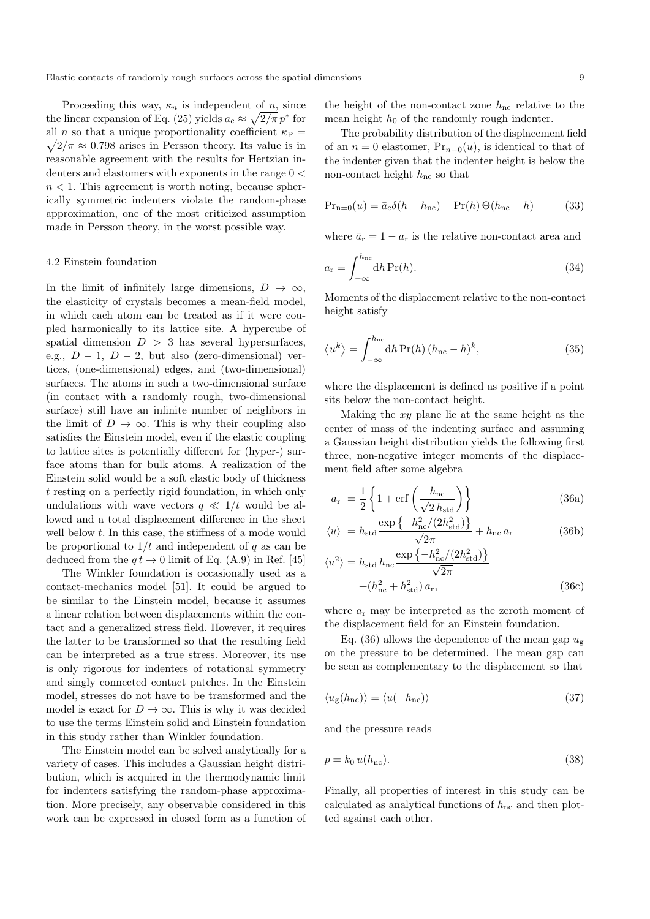Proceeding this way, $\kappa_n$ is independent of $n$, since the linear expansion of Eq. (25) yields $a_c \approx \sqrt{2/\pi}\, p^*$ for all $n$ so that a unique proportionality coefficient $\kappa_P = \sqrt{2/\pi} \approx 0.798$ arises in Persson theory. Its value is in reasonable agreement with the results for Hertzian indenters and elastomers with exponents in the range $0 < n < 1$. This agreement is worth noting, because spherically symmetric indenters violate the random-phase approximation, one of the most criticized assumption made in Persson theory, in the worst possible way.

### 4.2 Einstein foundation

In the limit of infinitely large dimensions, $D \to \infty$, the elasticity of crystals becomes a mean-field model, in which each atom can be treated as if it were coupled harmonically to its lattice site. A hypercube of spatial dimension $D > 3$ has several hypersurfaces, e.g., $D-1$, $D-2$, but also (zero-dimensional) vertices, (one-dimensional) edges, and (two-dimensional) surfaces. The atoms in such a two-dimensional surface (in contact with a randomly rough, two-dimensional surface) still have an infinite number of neighbors in the limit of $D \to \infty$. This is why their coupling also satisfies the Einstein model, even if the elastic coupling to lattice sites is potentially different for (hyper-) surface atoms than for bulk atoms. A realization of the Einstein solid would be a soft elastic body of thickness $t$ resting on a perfectly rigid foundation, in which only undulations with wave vectors $q \ll 1/t$ would be allowed and a total displacement difference in the sheet well below $t$. In this case, the stiffness of a mode would be proportional to $1/t$ and independent of $q$ as can be deduced from the $q\,t \to 0$ limit of Eq. (A.9) in Ref. [45]

The Winkler foundation is occasionally used as a contact-mechanics model [51]. It could be argued to be similar to the Einstein model, because it assumes a linear relation between displacements within the contact and a generalized stress field. However, it requires the latter to be transformed so that the resulting field can be interpreted as a true stress. Moreover, its use is only rigorous for indenters of rotational symmetry and singly connected contact patches. In the Einstein model, stresses do not have to be transformed and the model is exact for $D \to \infty$. This is why it was decided to use the terms Einstein solid and Einstein foundation in this study rather than Winkler foundation.

The Einstein model can be solved analytically for a variety of cases. This includes a Gaussian height distribution, which is acquired in the thermodynamic limit for indenters satisfying the random-phase approximation. More precisely, any observable considered in this work can be expressed in closed form as a function of the height of the non-contact zone $h_{\rm nc}$ relative to the mean height $h_0$ of the randomly rough indenter.

The probability distribution of the displacement field of an $n = 0$ elastomer, $\Pr_{n=0}(u)$, is identical to that of the indenter given that the indenter height is below the non-contact height $h_{\rm nc}$ so that

$$\Pr_{n=0}(u) = \bar{a}_c \delta(h - h_{\rm nc}) + \Pr(h)\,\Theta(h_{\rm nc} - h) \tag{33}$$

where $\bar{a}_r = 1 - a_r$ is the relative non-contact area and

$$a_r = \int_{-\infty}^{h_{\rm nc}} {\rm d}h\, \Pr(h). \tag{34}$$

Moments of the displacement relative to the non-contact height satisfy

$$\langle u^k \rangle = \int_{-\infty}^{h_{\rm nc}} {\rm d}h\, \Pr(h)\,(h_{\rm nc} - h)^k, \tag{35}$$

where the displacement is defined as positive if a point sits below the non-contact height.

Making the $xy$ plane lie at the same height as the center of mass of the indenting surface and assuming a Gaussian height distribution yields the following first three, non-negative integer moments of the displacement field after some algebra

$$a_r = \frac{1}{2}\left\{1 + {\rm erf}\left(\frac{h_{\rm nc}}{\sqrt{2}\,h_{\rm std}}\right)\right\} \tag{36a}$$

$$\langle u \rangle = h_{\rm std}\frac{\exp\left\{-h_{\rm nc}^2/(2h_{\rm std}^2)\right\}}{\sqrt{2\pi}} + h_{\rm nc}\, a_r \tag{36b}$$

$$\langle u^2 \rangle = h_{\rm std}\, h_{\rm nc}\frac{\exp\left\{-h_{\rm nc}^2/(2h_{\rm std}^2)\right\}}{\sqrt{2\pi}} + (h_{\rm nc}^2 + h_{\rm std}^2)\, a_r, \tag{36c}$$

where $a_r$ may be interpreted as the zeroth moment of the displacement field for an Einstein foundation.

Eq. (36) allows the dependence of the mean gap $u_g$ on the pressure to be determined. The mean gap can be seen as complementary to the displacement so that

$$\langle u_g(h_{\rm nc}) \rangle = \langle u(-h_{\rm nc}) \rangle \tag{37}$$

and the pressure reads

$$p = k_0\, u(h_{\rm nc}). \tag{38}$$

Finally, all properties of interest in this study can be calculated as analytical functions of $h_{\rm nc}$ and then plotted against each other.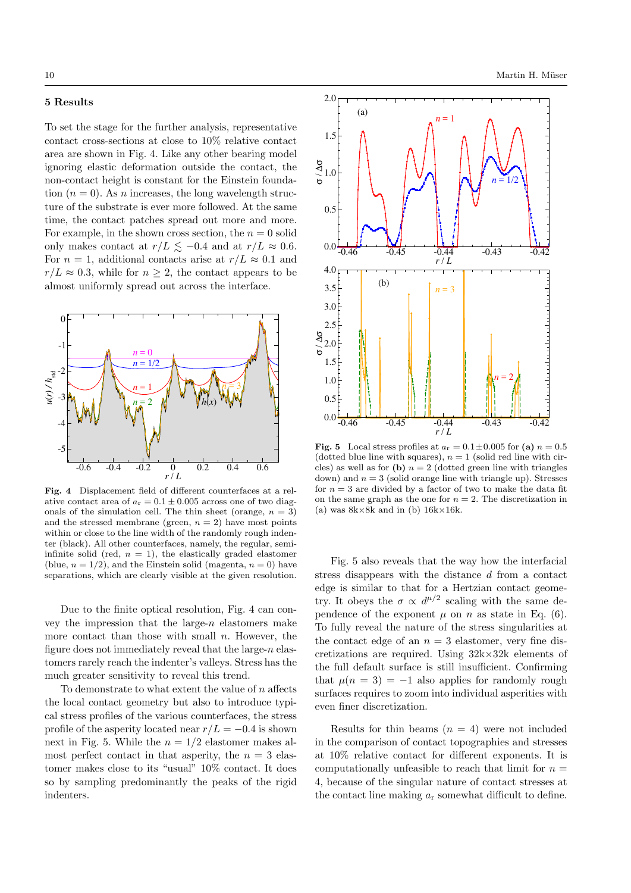## 5 Results

To set the stage for the further analysis, representative contact cross-sections at close to 10% relative contact area are shown in Fig. 4. Like any other bearing model ignoring elastic deformation outside the contact, the non-contact height is constant for the Einstein foundation ($n = 0$). As $n$ increases, the long wavelength structure of the substrate is ever more followed. At the same time, the contact patches spread out more and more. For example, in the shown cross section, the $n = 0$ solid only makes contact at $r/L \lesssim -0.4$ and at $r/L \approx 0.6$. For $n = 1$, additional contacts arise at $r/L \approx 0.1$ and $r/L \approx 0.3$, while for $n \geq 2$, the contact appears to be almost uniformly spread out across the interface.

**Fig. 4** Displacement field of different counterfaces at a relative contact area of $a_r = 0.1 \pm 0.005$ across one of two diagonals of the simulation cell. The thin sheet (orange, $n = 3$) and the stressed membrane (green, $n = 2$) have most points within or close to the line width of the randomly rough indenter (black). All other counterfaces, namely, the regular, semi-infinite solid (red, $n = 1$), the elastically graded elastomer (blue, $n = 1/2$), and the Einstein solid (magenta, $n = 0$) have separations, which are clearly visible at the given resolution.

Due to the finite optical resolution, Fig. 4 can convey the impression that the large-$n$ elastomers make more contact than those with small $n$. However, the figure does not immediately reveal that the large-$n$ elastomers rarely reach the indenter's valleys. Stress has the much greater sensitivity to reveal this trend.

To demonstrate to what extent the value of $n$ affects the local contact geometry but also to introduce typical stress profiles of the various counterfaces, the stress profile of the asperity located near $r/L = -0.4$ is shown next in Fig. 5. While the $n = 1/2$ elastomer makes almost perfect contact in that asperity, the $n = 3$ elastomer makes close to its "usual" 10% contact. It does so by sampling predominantly the peaks of the rigid indenters.

**Fig. 5** Local stress profiles at $a_r = 0.1 \pm 0.005$ for **(a)** $n = 0.5$ (dotted blue line with squares), $n = 1$ (solid red line with circles) as well as for **(b)** $n = 2$ (dotted green line with triangles down) and $n = 3$ (solid orange line with triangle up). Stresses for $n = 3$ are divided by a factor of two to make the data fit on the same graph as the one for $n = 2$. The discretization in (a) was 8k×8k and in (b) 16k×16k.

Fig. 5 also reveals that the way how the interfacial stress disappears with the distance $d$ from a contact edge is similar to that for a Hertzian contact geometry. It obeys the $\sigma \propto d^{\mu/2}$ scaling with the dependence of the exponent $\mu$ on $n$ as state in Eq. (6). To fully reveal the nature of the stress singularities at the contact edge of an $n = 3$ elastomer, very fine discretizations are required. Using 32k×32k elements of the full default surface is still insufficient. Confirming that $\mu(n = 3) = -1$ also applies for randomly rough surfaces requires to zoom into individual asperities with even finer discretization.

Results for thin beams ($n = 4$) were not included in the comparison of contact topographies and stresses at 10% relative contact for different exponents. It is computationally unfeasible to reach that limit for $n = 4$, because of the singular nature of contact stresses at the contact line making $a_r$ somewhat difficult to define.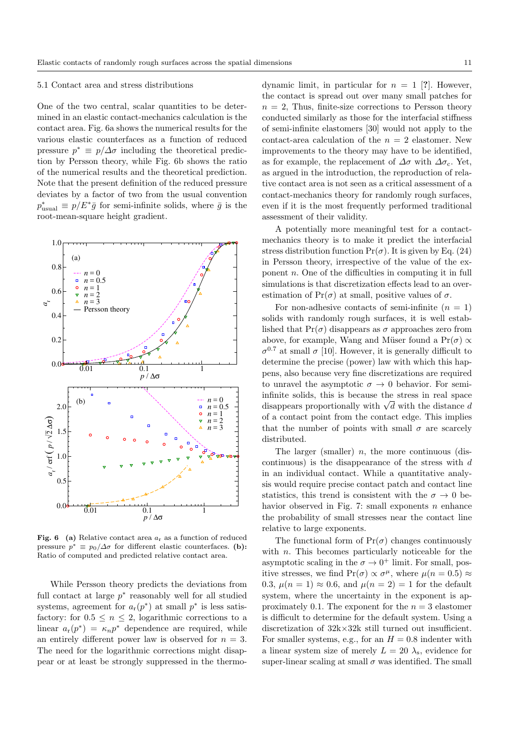### 5.1 Contact area and stress distributions

One of the two central, scalar quantities to be determined in an elastic contact-mechanics calculation is the contact area. Fig. 6a shows the numerical results for the various elastic counterfaces as a function of reduced pressure $p^* \equiv p/\Delta\sigma$ including the theoretical prediction by Persson theory, while Fig. 6b shows the ratio of the numerical results and the theoretical prediction. Note that the present definition of the reduced pressure deviates by a factor of two from the usual convention $p^*_{\text{usual}} \equiv p/E^*\bar{g}$ for semi-infinite solids, where $\bar{g}$ is the root-mean-square height gradient.

**Fig. 6** **(a)** Relative contact area $a_r$ as a function of reduced pressure $p^* \equiv p_0/\Delta\sigma$ for different elastic counterfaces. **(b):** Ratio of computed and predicted relative contact area.

While Persson theory predicts the deviations from full contact at large $p^*$ reasonably well for all studied systems, agreement for $a_r(p^*)$ at small $p^*$ is less satisfactory: for $0.5 \le n \le 2$, logarithmic corrections to a linear $a_r(p^*) = \kappa_n p^*$ dependence are required, while an entirely different power law is observed for $n = 3$. The need for the logarithmic corrections might disappear or at least be strongly suppressed in the thermodynamic limit, in particular for $n = 1$ [?]. However, the contact is spread out over many small patches for $n = 2$, Thus, finite-size corrections to Persson theory conducted similarly as those for the interfacial stiffness of semi-infinite elastomers [30] would not apply to the contact-area calculation of the $n = 2$ elastomer. New improvements to the theory may have to be identified, as for example, the replacement of $\Delta\sigma$ with $\Delta\sigma_c$. Yet, as argued in the introduction, the reproduction of relative contact area is not seen as a critical assessment of a contact-mechanics theory for randomly rough surfaces, even if it is the most frequently performed traditional assessment of their validity.

A potentially more meaningful test for a contact-mechanics theory is to make it predict the interfacial stress distribution function $\Pr(\sigma)$. It is given by Eq. (24) in Persson theory, irrespective of the value of the exponent $n$. One of the difficulties in computing it in full simulations is that discretization effects lead to an overestimation of $\Pr(\sigma)$ at small, positive values of $\sigma$.

For non-adhesive contacts of semi-infinite ($n = 1$) solids with randomly rough surfaces, it is well established that $\Pr(\sigma)$ disappears as $\sigma$ approaches zero from above, for example, Wang and Müser found a $\Pr(\sigma) \propto \sigma^{0.7}$ at small $\sigma$ [10]. However, it is generally difficult to determine the precise (power) law with which this happens, also because very fine discretizations are required to unravel the asymptotic $\sigma \to 0$ behavior. For semi-infinite solids, this is because the stress in real space disappears proportionally with $\sqrt{d}$ with the distance $d$ of a contact point from the contact edge. This implies that the number of points with small $\sigma$ are scarcely distributed.

The larger (smaller) $n$, the more continuous (discontinuous) is the disappearance of the stress with $d$ in an individual contact. While a quantitative analysis would require precise contact patch and contact line statistics, this trend is consistent with the $\sigma \to 0$ behavior observed in Fig. 7: small exponents $n$ enhance the probability of small stresses near the contact line relative to large exponents.

The functional form of $\Pr(\sigma)$ changes continuously with $n$. This becomes particularly noticeable for the asymptotic scaling in the $\sigma \to 0^+$ limit. For small, positive stresses, we find $\Pr(\sigma) \propto \sigma^\mu$, where $\mu(n = 0.5) \approx 0.3$, $\mu(n = 1) \approx 0.6$, and $\mu(n = 2) = 1$ for the default system, where the uncertainty in the exponent is approximately 0.1. The exponent for the $n = 3$ elastomer is difficult to determine for the default system. Using a discretization of 32k×32k still turned out insufficient. For smaller systems, e.g., for an $H = 0.8$ indenter with a linear system size of merely $L = 20\ \lambda_s$, evidence for super-linear scaling at small $\sigma$ was identified. The small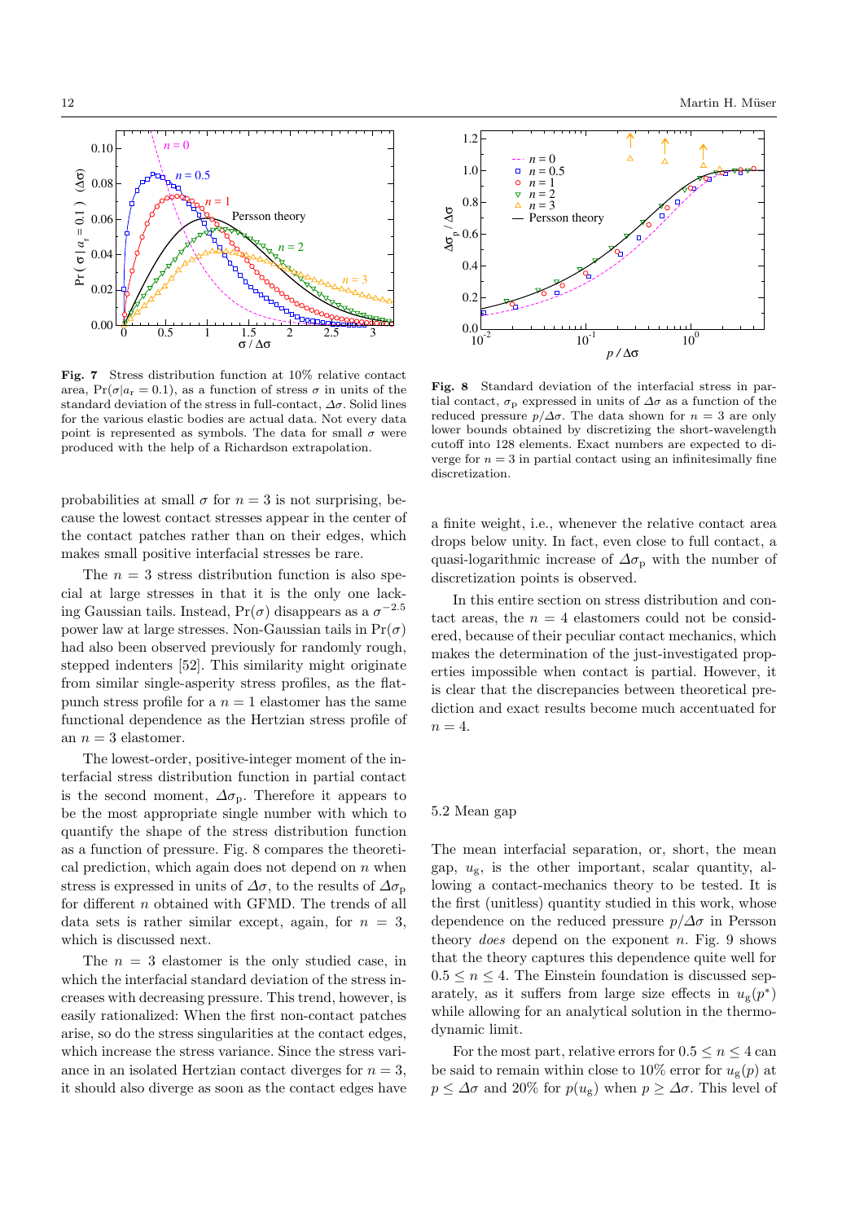**Fig. 7** Stress distribution function at 10% relative contact area, $\Pr(\sigma|a_r = 0.1)$, as a function of stress $\sigma$ in units of the standard deviation of the stress in full-contact, $\Delta\sigma$. Solid lines for the various elastic bodies are actual data. Not every data point is represented as symbols. The data for small $\sigma$ were produced with the help of a Richardson extrapolation.

**Fig. 8** Standard deviation of the interfacial stress in partial contact, $\sigma_p$ expressed in units of $\Delta\sigma$ as a function of the reduced pressure $p/\Delta\sigma$. The data shown for $n = 3$ are only lower bounds obtained by discretizing the short-wavelength cutoff into 128 elements. Exact numbers are expected to diverge for $n = 3$ in partial contact using an infinitesimally fine discretization.

probabilities at small $\sigma$ for $n = 3$ is not surprising, because the lowest contact stresses appear in the center of the contact patches rather than on their edges, which makes small positive interfacial stresses be rare.

The $n = 3$ stress distribution function is also special at large stresses in that it is the only one lacking Gaussian tails. Instead, $\Pr(\sigma)$ disappears as a $\sigma^{-2.5}$ power law at large stresses. Non-Gaussian tails in $\Pr(\sigma)$ had also been observed previously for randomly rough, stepped indenters [52]. This similarity might originate from similar single-asperity stress profiles, as the flat-punch stress profile for a $n = 1$ elastomer has the same functional dependence as the Hertzian stress profile of an $n = 3$ elastomer.

The lowest-order, positive-integer moment of the interfacial stress distribution function in partial contact is the second moment, $\Delta\sigma_p$. Therefore it appears to be the most appropriate single number with which to quantify the shape of the stress distribution function as a function of pressure. Fig. 8 compares the theoretical prediction, which again does not depend on $n$ when stress is expressed in units of $\Delta\sigma$, to the results of $\Delta\sigma_p$ for different $n$ obtained with GFMD. The trends of all data sets is rather similar except, again, for $n = 3$, which is discussed next.

The $n = 3$ elastomer is the only studied case, in which the interfacial standard deviation of the stress increases with decreasing pressure. This trend, however, is easily rationalized: When the first non-contact patches arise, so do the stress singularities at the contact edges, which increase the stress variance. Since the stress variance in an isolated Hertzian contact diverges for $n = 3$, it should also diverge as soon as the contact edges have a finite weight, i.e., whenever the relative contact area drops below unity. In fact, even close to full contact, a quasi-logarithmic increase of $\Delta\sigma_p$ with the number of discretization points is observed.

In this entire section on stress distribution and contact areas, the $n = 4$ elastomers could not be considered, because of their peculiar contact mechanics, which makes the determination of the just-investigated properties impossible when contact is partial. However, it is clear that the discrepancies between theoretical prediction and exact results become much accentuated for $n = 4$.

### 5.2 Mean gap

The mean interfacial separation, or, short, the mean gap, $u_g$, is the other important, scalar quantity, allowing a contact-mechanics theory to be tested. It is the first (unitless) quantity studied in this work, whose dependence on the reduced pressure $p/\Delta\sigma$ in Persson theory *does* depend on the exponent $n$. Fig. 9 shows that the theory captures this dependence quite well for $0.5 \le n \le 4$. The Einstein foundation is discussed separately, as it suffers from large size effects in $u_g(p^*)$ while allowing for an analytical solution in the thermodynamic limit.

For the most part, relative errors for $0.5 \le n \le 4$ can be said to remain within close to 10% error for $u_g(p)$ at $p \le \Delta\sigma$ and 20% for $p(u_g)$ when $p \ge \Delta\sigma$. This level of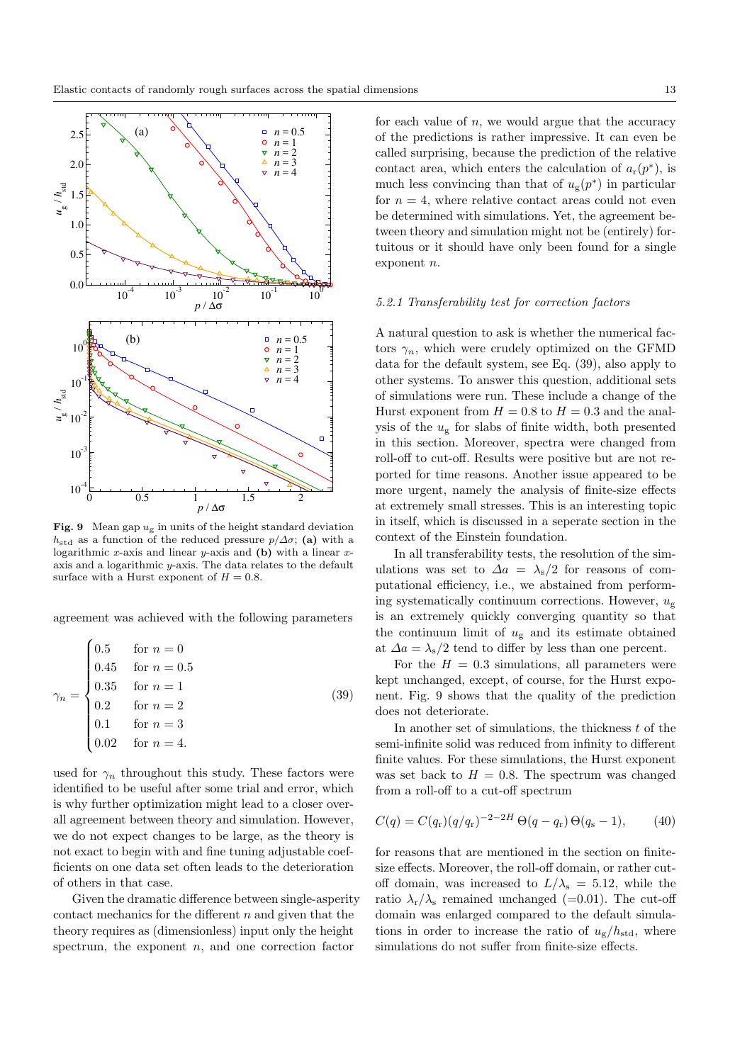Fig. 9 Mean gap $u_g$ in units of the height standard deviation $h_{std}$ as a function of the reduced pressure $p/\Delta\sigma$; **(a)** with a logarithmic $x$-axis and linear $y$-axis and **(b)** with a linear $x$-axis and a logarithmic $y$-axis. The data relates to the default surface with a Hurst exponent of $H = 0.8$.

agreement was achieved with the following parameters

$$\gamma_n = \begin{cases} 0.5 & \text{for } n = 0 \\ 0.45 & \text{for } n = 0.5 \\ 0.35 & \text{for } n = 1 \\ 0.2 & \text{for } n = 2 \\ 0.1 & \text{for } n = 3 \\ 0.02 & \text{for } n = 4. \end{cases} \tag{39}$$

used for $\gamma_n$ throughout this study. These factors were identified to be useful after some trial and error, which is why further optimization might lead to a closer overall agreement between theory and simulation. However, we do not expect changes to be large, as the theory is not exact to begin with and fine tuning adjustable coefficients on one data set often leads to the deterioration of others in that case.

Given the dramatic difference between single-asperity contact mechanics for the different $n$ and given that the theory requires as (dimensionless) input only the height spectrum, the exponent $n$, and one correction factor for each value of $n$, we would argue that the accuracy of the predictions is rather impressive. It can even be called surprising, because the prediction of the relative contact area, which enters the calculation of $a_r(p^*)$, is much less convincing than that of $u_g(p^*)$ in particular for $n = 4$, where relative contact areas could not even be determined with simulations. Yet, the agreement between theory and simulation might not be (entirely) fortuitous or it should have only been found for a single exponent $n$.

#### 5.2.1 Transferability test for correction factors

A natural question to ask is whether the numerical factors $\gamma_n$, which were crudely optimized on the GFMD data for the default system, see Eq. (39), also apply to other systems. To answer this question, additional sets of simulations were run. These include a change of the Hurst exponent from $H = 0.8$ to $H = 0.3$ and the analysis of the $u_g$ for slabs of finite width, both presented in this section. Moreover, spectra were changed from roll-off to cut-off. Results were positive but are not reported for time reasons. Another issue appeared to be more urgent, namely the analysis of finite-size effects at extremely small stresses. This is an interesting topic in itself, which is discussed in a seperate section in the context of the Einstein foundation.

In all transferability tests, the resolution of the simulations was set to $\Delta a = \lambda_s/2$ for reasons of computational efficiency, i.e., we abstained from performing systematically continuum corrections. However, $u_g$ is an extremely quickly converging quantity so that the continuum limit of $u_g$ and its estimate obtained at $\Delta a = \lambda_s/2$ tend to differ by less than one percent.

For the $H = 0.3$ simulations, all parameters were kept unchanged, except, of course, for the Hurst exponent. Fig. 9 shows that the quality of the prediction does not deteriorate.

In another set of simulations, the thickness $t$ of the semi-infinite solid was reduced from infinity to different finite values. For these simulations, the Hurst exponent was set back to $H = 0.8$. The spectrum was changed from a roll-off to a cut-off spectrum

$$C(q) = C(q_r)(q/q_r)^{-2-2H}\, \Theta(q - q_r)\, \Theta(q_s - 1), \tag{40}$$

for reasons that are mentioned in the section on finite-size effects. Moreover, the roll-off domain, or rather cut-off domain, was increased to $L/\lambda_s = 5.12$, while the ratio $\lambda_r/\lambda_s$ remained unchanged (=0.01). The cut-off domain was enlarged compared to the default simulations in order to increase the ratio of $u_g/h_{std}$, where simulations do not suffer from finite-size effects.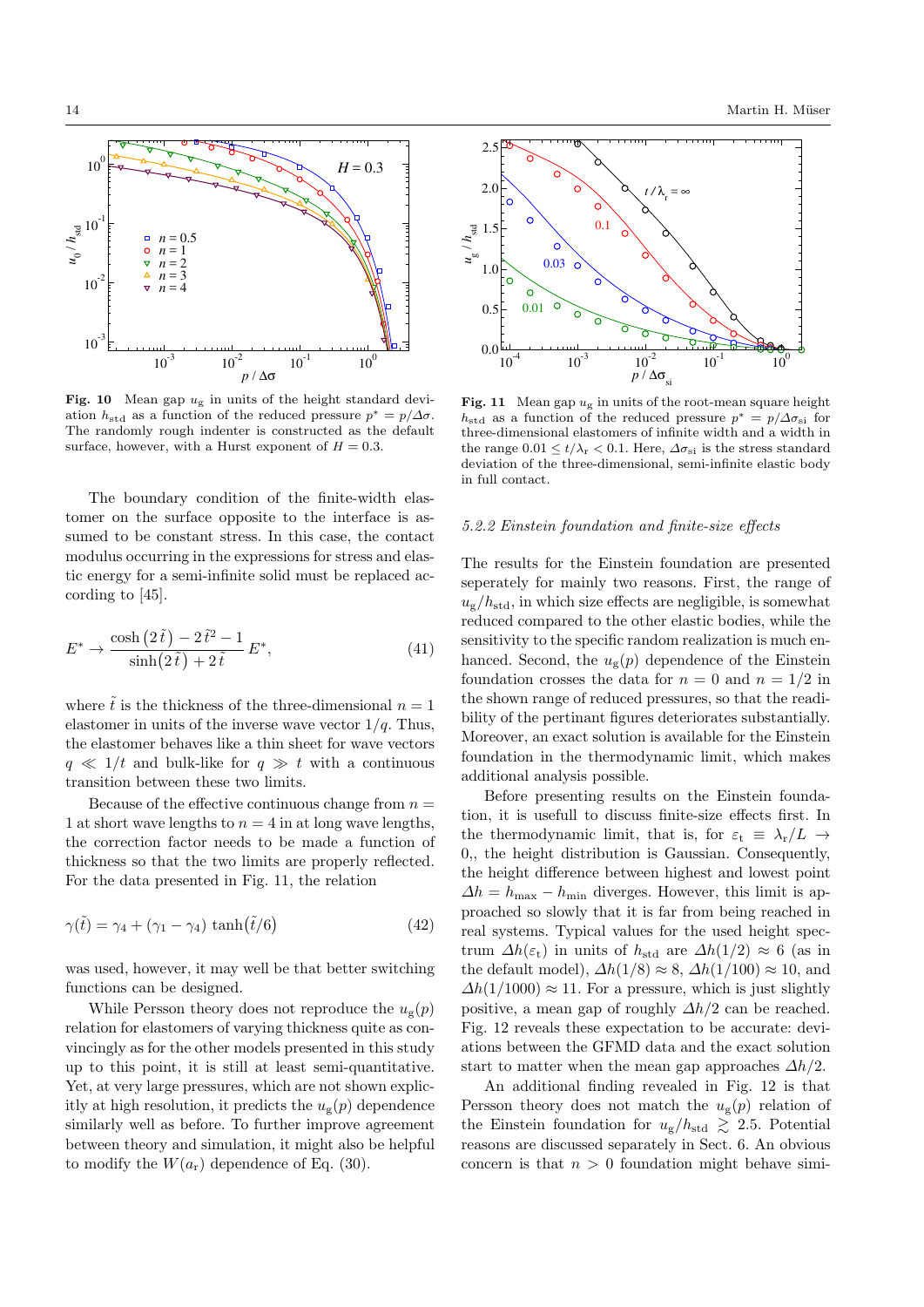**Fig. 10** Mean gap $u_g$ in units of the height standard deviation $h_{std}$ as a function of the reduced pressure $p^* = p/\Delta\sigma$. The randomly rough indenter is constructed as the default surface, however, with a Hurst exponent of $H = 0.3$.

**Fig. 11** Mean gap $u_g$ in units of the root-mean square height $h_{std}$ as a function of the reduced pressure $p^* = p/\Delta\sigma_{si}$ for three-dimensional elastomers of infinite width and a width in the range $0.01 \le t/\lambda_r < 0.1$. Here, $\Delta\sigma_{si}$ is the stress standard deviation of the three-dimensional, semi-infinite elastic body in full contact.

The boundary condition of the finite-width elastomer on the surface opposite to the interface is assumed to be constant stress. In this case, the contact modulus occurring in the expressions for stress and elastic energy for a semi-infinite solid must be replaced according to [45].

$$E^* \to \frac{\cosh\left(2\,\tilde{t}\right) - 2\,\tilde{t}^2 - 1}{\sinh\!\left(2\,\tilde{t}\right) + 2\,\tilde{t}}\,E^*, \tag{41}$$

where $\tilde{t}$ is the thickness of the three-dimensional $n = 1$ elastomer in units of the inverse wave vector $1/q$. Thus, the elastomer behaves like a thin sheet for wave vectors $q \ll 1/t$ and bulk-like for $q \gg t$ with a continuous transition between these two limits.

Because of the effective continuous change from $n = 1$ at short wave lengths to $n = 4$ in at long wave lengths, the correction factor needs to be made a function of thickness so that the two limits are properly reflected. For the data presented in Fig. 11, the relation

$$\gamma(\tilde{t}) = \gamma_4 + (\gamma_1 - \gamma_4)\,\tanh\!\left(\tilde{t}/6\right) \tag{42}$$

was used, however, it may well be that better switching functions can be designed.

While Persson theory does not reproduce the $u_g(p)$ relation for elastomers of varying thickness quite as convincingly as for the other models presented in this study up to this point, it is still at least semi-quantitative. Yet, at very large pressures, which are not shown explicitly at high resolution, it predicts the $u_g(p)$ dependence similarly well as before. To further improve agreement between theory and simulation, it might also be helpful to modify the $W(a_r)$ dependence of Eq. (30).

### 5.2.2 Einstein foundation and finite-size effects

The results for the Einstein foundation are presented seperately for mainly two reasons. First, the range of $u_g/h_{std}$, in which size effects are negligible, is somewhat reduced compared to the other elastic bodies, while the sensitivity to the specific random realization is much enhanced. Second, the $u_g(p)$ dependence of the Einstein foundation crosses the data for $n = 0$ and $n = 1/2$ in the shown range of reduced pressures, so that the readibility of the pertinant figures deteriorates substantially. Moreover, an exact solution is available for the Einstein foundation in the thermodynamic limit, which makes additional analysis possible.

Before presenting results on the Einstein foundation, it is usefull to discuss finite-size effects first. In the thermodynamic limit, that is, for $\varepsilon_t \equiv \lambda_r/L \to 0$,, the height distribution is Gaussian. Consequently, the height difference between highest and lowest point $\Delta h = h_{max} - h_{min}$ diverges. However, this limit is approached so slowly that it is far from being reached in real systems. Typical values for the used height spectrum $\Delta h(\varepsilon_t)$ in units of $h_{std}$ are $\Delta h(1/2) \approx 6$ (as in the default model), $\Delta h(1/8) \approx 8$, $\Delta h(1/100) \approx 10$, and $\Delta h(1/1000) \approx 11$. For a pressure, which is just slightly positive, a mean gap of roughly $\Delta h/2$ can be reached. Fig. 12 reveals these expectation to be accurate: deviations between the GFMD data and the exact solution start to matter when the mean gap approaches $\Delta h/2$.

An additional finding revealed in Fig. 12 is that Persson theory does not match the $u_g(p)$ relation of the Einstein foundation for $u_g/h_{std} \gtrsim 2.5$. Potential reasons are discussed separately in Sect. 6. An obvious concern is that $n > 0$ foundation might behave simi-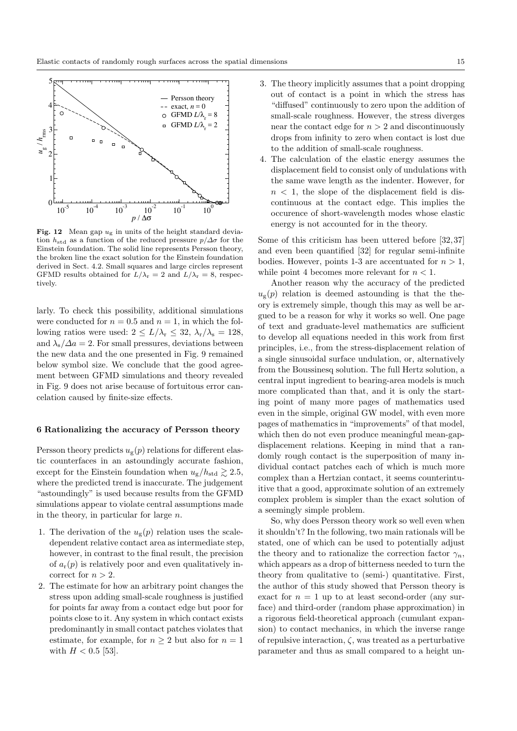**Fig. 12** Mean gap $u_g$ in units of the height standard deviation $h_{std}$ as a function of the reduced pressure $p/\Delta\sigma$ for the Einstein foundation. The solid line represents Persson theory, the broken line the exact solution for the Einstein foundation derived in Sect. 4.2. Small squares and large circles represent GFMD results obtained for $L/\lambda_r = 2$ and $L/\lambda_r = 8$, respectively.

larly. To check this possibility, additional simulations were conducted for $n = 0.5$ and $n = 1$, in which the following ratios were used: $2 \le L/\lambda_r \le 32$, $\lambda_r/\lambda_s = 128$, and $\lambda_s/\Delta a = 2$. For small pressures, deviations between the new data and the one presented in Fig. 9 remained below symbol size. We conclude that the good agreement between GFMD simulations and theory revealed in Fig. 9 does not arise because of fortuitous error cancelation caused by finite-size effects.

### 6 Rationalizing the accuracy of Persson theory

Persson theory predicts $u_g(p)$ relations for different elastic counterfaces in an astoundingly accurate fashion, except for the Einstein foundation when $u_g/h_{std} \gtrsim 2.5$, where the predicted trend is inaccurate. The judgement "astoundingly" is used because results from the GFMD simulations appear to violate central assumptions made in the theory, in particular for large $n$.

1. The derivation of the $u_g(p)$ relation uses the scale-dependent relative contact area as intermediate step, however, in contrast to the final result, the precision of $a_r(p)$ is relatively poor and even qualitatively incorrect for $n > 2$.
2. The estimate for how an arbitrary point changes the stress upon adding small-scale roughness is justified for points far away from a contact edge but poor for points close to it. Any system in which contact exists predominantly in small contact patches violates that estimate, for example, for $n \ge 2$ but also for $n = 1$ with $H < 0.5$ [53].
3. The theory implicitly assumes that a point dropping out of contact is a point in which the stress has "diffused" continuously to zero upon the addition of small-scale roughness. However, the stress diverges near the contact edge for $n > 2$ and discontinuously drops from infinity to zero when contact is lost due to the addition of small-scale roughness.
4. The calculation of the elastic energy assumes the displacement field to consist only of undulations with the same wave length as the indenter. However, for $n < 1$, the slope of the displacement field is discontinuous at the contact edge. This implies the occurence of short-wavelength modes whose elastic energy is not accounted for in the theory.

Some of this criticism has been uttered before [32,37] and even been quantified [32] for regular semi-infinite bodies. However, points 1-3 are accentuated for $n > 1$, while point 4 becomes more relevant for $n < 1$.

Another reason why the accuracy of the predicted $u_g(p)$ relation is deemed astounding is that the theory is extremely simple, though this may as well be argued to be a reason for why it works so well. One page of text and graduate-level mathematics are sufficient to develop all equations needed in this work from first principles, i.e., from the stress-displacement relation of a single sinusoidal surface undulation, or, alternatively from the Boussinesq solution. The full Hertz solution, a central input ingredient to bearing-area models is much more complicated than that, and it is only the starting point of many more pages of mathematics used even in the simple, original GW model, with even more pages of mathematics in "improvements" of that model, which then do not even produce meaningful mean-gap-displacement relations. Keeping in mind that a randomly rough contact is the superposition of many individual contact patches each of which is much more complex than a Hertzian contact, it seems counterintuitive that a good, approximate solution of an extremely complex problem is simpler than the exact solution of a seemingly simple problem.

So, why does Persson theory work so well even when it shouldn't? In the following, two main rationals will be stated, one of which can be used to potentially adjust the theory and to rationalize the correction factor $\gamma_n$, which appears as a drop of bitterness needed to turn the theory from qualitative to (semi-) quantitative. First, the author of this study showed that Persson theory is exact for $n = 1$ up to at least second-order (any surface) and third-order (random phase approximation) in a rigorous field-theoretical approach (cumulant expansion) to contact mechanics, in which the inverse range of repulsive interaction, $\zeta$, was treated as a perturbative parameter and thus as small compared to a height un-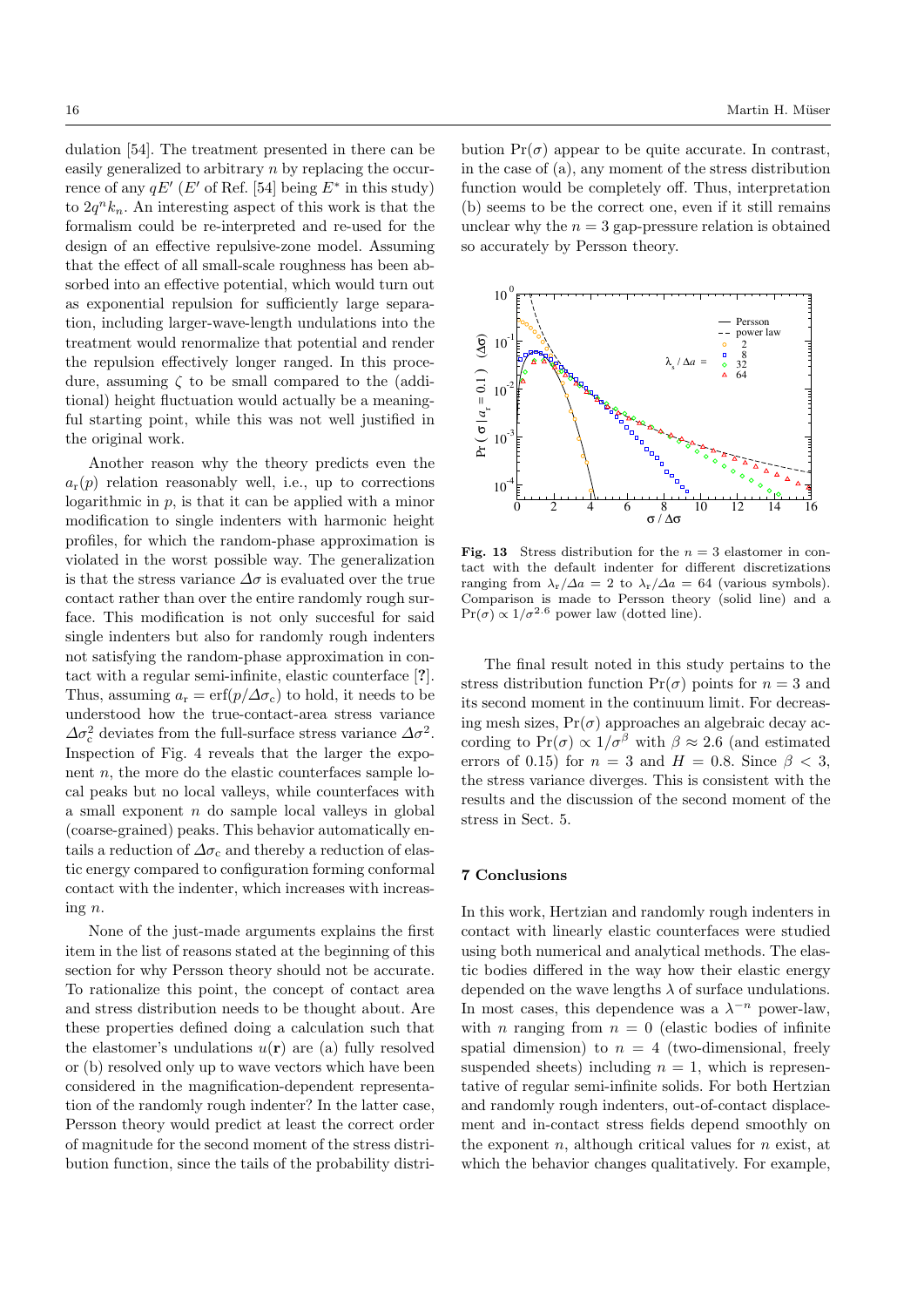dulation [54]. The treatment presented in there can be easily generalized to arbitrary $n$ by replacing the occurrence of any $qE'$ ($E'$ of Ref. [54] being $E^*$ in this study) to $2q^n k_n$. An interesting aspect of this work is that the formalism could be re-interpreted and re-used for the design of an effective repulsive-zone model. Assuming that the effect of all small-scale roughness has been absorbed into an effective potential, which would turn out as exponential repulsion for sufficiently large separation, including larger-wave-length undulations into the treatment would renormalize that potential and render the repulsion effectively longer ranged. In this procedure, assuming $\zeta$ to be small compared to the (additional) height fluctuation would actually be a meaningful starting point, while this was not well justified in the original work.

Another reason why the theory predicts even the $a_r(p)$ relation reasonably well, i.e., up to corrections logarithmic in $p$, is that it can be applied with a minor modification to single indenters with harmonic height profiles, for which the random-phase approximation is violated in the worst possible way. The generalization is that the stress variance $\Delta\sigma$ is evaluated over the true contact rather than over the entire randomly rough surface. This modification is not only succesful for said single indenters but also for randomly rough indenters not satisfying the random-phase approximation in contact with a regular semi-infinite, elastic counterface [?]. Thus, assuming $a_r = \text{erf}(p/\Delta\sigma_c)$ to hold, it needs to be understood how the true-contact-area stress variance $\Delta\sigma_c^2$ deviates from the full-surface stress variance $\Delta\sigma^2$. Inspection of Fig. 4 reveals that the larger the exponent $n$, the more do the elastic counterfaces sample local peaks but no local valleys, while counterfaces with a small exponent $n$ do sample local valleys in global (coarse-grained) peaks. This behavior automatically entails a reduction of $\Delta\sigma_c$ and thereby a reduction of elastic energy compared to configuration forming conformal contact with the indenter, which increases with increasing $n$.

None of the just-made arguments explains the first item in the list of reasons stated at the beginning of this section for why Persson theory should not be accurate. To rationalize this point, the concept of contact area and stress distribution needs to be thought about. Are these properties defined doing a calculation such that the elastomer's undulations $u(\mathbf{r})$ are (a) fully resolved or (b) resolved only up to wave vectors which have been considered in the magnification-dependent representation of the randomly rough indenter? In the latter case, Persson theory would predict at least the correct order of magnitude for the second moment of the stress distribution function, since the tails of the probability distribution $\Pr(\sigma)$ appear to be quite accurate. In contrast, in the case of (a), any moment of the stress distribution function would be completely off. Thus, interpretation (b) seems to be the correct one, even if it still remains unclear why the $n = 3$ gap-pressure relation is obtained so accurately by Persson theory.

**Fig. 13** Stress distribution for the $n = 3$ elastomer in contact with the default indenter for different discretizations ranging from $\lambda_r/\Delta a = 2$ to $\lambda_r/\Delta a = 64$ (various symbols). Comparison is made to Persson theory (solid line) and a $\Pr(\sigma) \propto 1/\sigma^{2.6}$ power law (dotted line).

The final result noted in this study pertains to the stress distribution function $\Pr(\sigma)$ points for $n = 3$ and its second moment in the continuum limit. For decreasing mesh sizes, $\Pr(\sigma)$ approaches an algebraic decay according to $\Pr(\sigma) \propto 1/\sigma^\beta$ with $\beta \approx 2.6$ (and estimated errors of 0.15) for $n = 3$ and $H = 0.8$. Since $\beta < 3$, the stress variance diverges. This is consistent with the results and the discussion of the second moment of the stress in Sect. 5.

## 7 Conclusions

In this work, Hertzian and randomly rough indenters in contact with linearly elastic counterfaces were studied using both numerical and analytical methods. The elastic bodies differed in the way how their elastic energy depended on the wave lengths $\lambda$ of surface undulations. In most cases, this dependence was a $\lambda^{-n}$ power-law, with $n$ ranging from $n = 0$ (elastic bodies of infinite spatial dimension) to $n = 4$ (two-dimensional, freely suspended sheets) including $n = 1$, which is representative of regular semi-infinite solids. For both Hertzian and randomly rough indenters, out-of-contact displacement and in-contact stress fields depend smoothly on the exponent $n$, although critical values for $n$ exist, at which the behavior changes qualitatively. For example,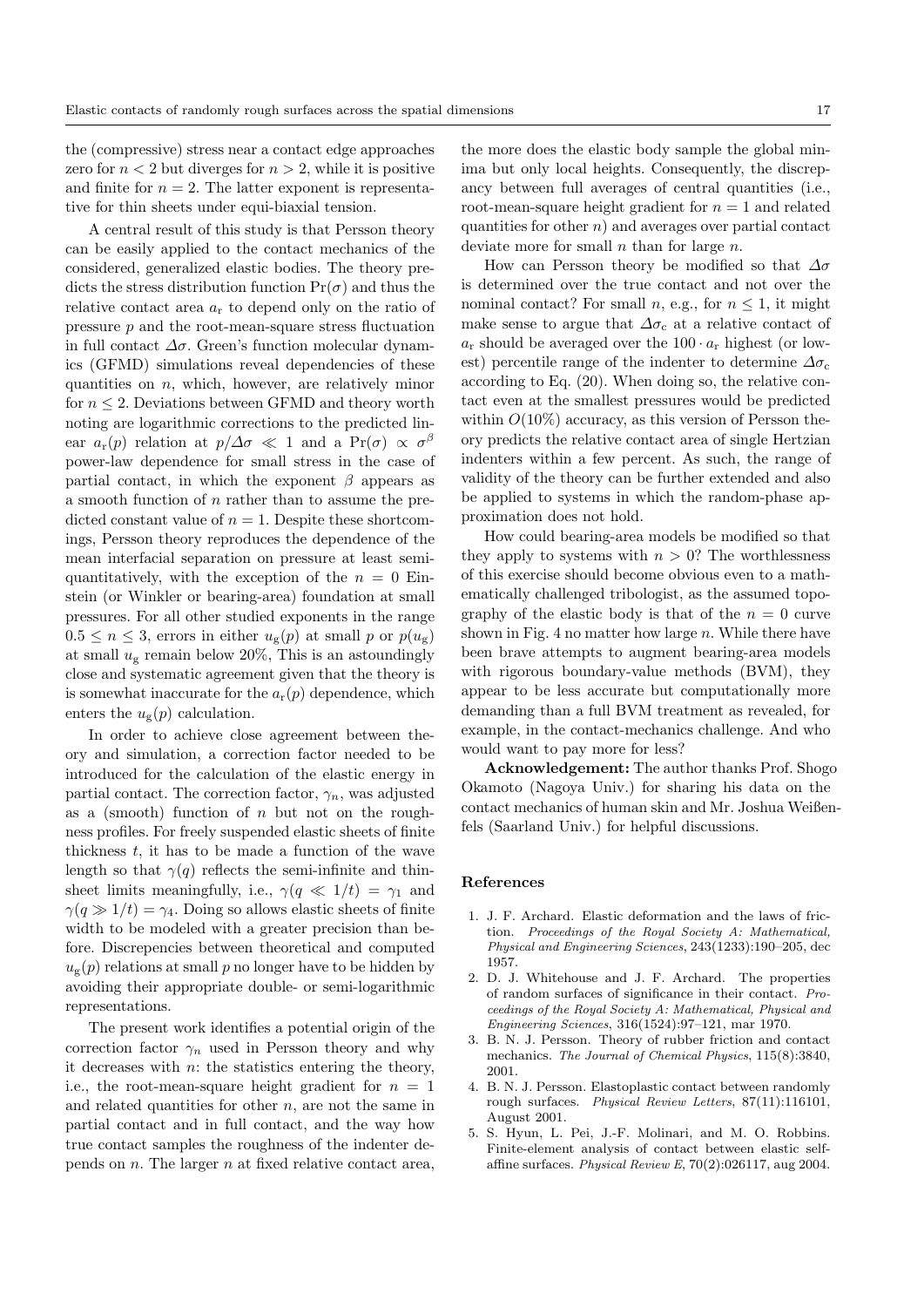the (compressive) stress near a contact edge approaches zero for $n < 2$ but diverges for $n > 2$, while it is positive and finite for $n = 2$. The latter exponent is representative for thin sheets under equi-biaxial tension.

A central result of this study is that Persson theory can be easily applied to the contact mechanics of the considered, generalized elastic bodies. The theory predicts the stress distribution function $\Pr(\sigma)$ and thus the relative contact area $a_{\rm r}$ to depend only on the ratio of pressure $p$ and the root-mean-square stress fluctuation in full contact $\Delta\sigma$. Green's function molecular dynamics (GFMD) simulations reveal dependencies of these quantities on $n$, which, however, are relatively minor for $n \le 2$. Deviations between GFMD and theory worth noting are logarithmic corrections to the predicted linear $a_{\rm r}(p)$ relation at $p/\Delta\sigma \ll 1$ and a $\Pr(\sigma) \propto \sigma^{\beta}$ power-law dependence for small stress in the case of partial contact, in which the exponent $\beta$ appears as a smooth function of $n$ rather than to assume the predicted constant value of $n = 1$. Despite these shortcomings, Persson theory reproduces the dependence of the mean interfacial separation on pressure at least semi-quantitatively, with the exception of the $n = 0$ Einstein (or Winkler or bearing-area) foundation at small pressures. For all other studied exponents in the range $0.5 \le n \le 3$, errors in either $u_{\rm g}(p)$ at small $p$ or $p(u_{\rm g})$ at small $u_{\rm g}$ remain below 20%, This is an astoundingly close and systematic agreement given that the theory is is somewhat inaccurate for the $a_{\rm r}(p)$ dependence, which enters the $u_{\rm g}(p)$ calculation.

In order to achieve close agreement between theory and simulation, a correction factor needed to be introduced for the calculation of the elastic energy in partial contact. The correction factor, $\gamma_n$, was adjusted as a (smooth) function of $n$ but not on the roughness profiles. For freely suspended elastic sheets of finite thickness $t$, it has to be made a function of the wave length so that $\gamma(q)$ reflects the semi-infinite and thin-sheet limits meaningfully, i.e., $\gamma(q \ll 1/t) = \gamma_1$ and $\gamma(q \gg 1/t) = \gamma_4$. Doing so allows elastic sheets of finite width to be modeled with a greater precision than before. Discrepencies between theoretical and computed $u_{\rm g}(p)$ relations at small $p$ no longer have to be hidden by avoiding their appropriate double- or semi-logarithmic representations.

The present work identifies a potential origin of the correction factor $\gamma_n$ used in Persson theory and why it decreases with $n$: the statistics entering the theory, i.e., the root-mean-square height gradient for $n = 1$ and related quantities for other $n$, are not the same in partial contact and in full contact, and the way how true contact samples the roughness of the indenter depends on $n$. The larger $n$ at fixed relative contact area, the more does the elastic body sample the global minima but only local heights. Consequently, the discrepancy between full averages of central quantities (i.e., root-mean-square height gradient for $n = 1$ and related quantities for other $n$) and averages over partial contact deviate more for small $n$ than for large $n$.

How can Persson theory be modified so that $\Delta\sigma$ is determined over the true contact and not over the nominal contact? For small $n$, e.g., for $n \le 1$, it might make sense to argue that $\Delta\sigma_{\rm c}$ at a relative contact of $a_{\rm r}$ should be averaged over the $100 \cdot a_{\rm r}$ highest (or lowest) percentile range of the indenter to determine $\Delta\sigma_{\rm c}$ according to Eq. (20). When doing so, the relative contact even at the smallest pressures would be predicted within $O(10\%)$ accuracy, as this version of Persson theory predicts the relative contact area of single Hertzian indenters within a few percent. As such, the range of validity of the theory can be further extended and also be applied to systems in which the random-phase approximation does not hold.

How could bearing-area models be modified so that they apply to systems with $n > 0$? The worthlessness of this exercise should become obvious even to a mathematically challenged tribologist, as the assumed topography of the elastic body is that of the $n = 0$ curve shown in Fig. 4 no matter how large $n$. While there have been brave attempts to augment bearing-area models with rigorous boundary-value methods (BVM), they appear to be less accurate but computationally more demanding than a full BVM treatment as revealed, for example, in the contact-mechanics challenge. And who would want to pay more for less?

**Acknowledgement:** The author thanks Prof. Shogo Okamoto (Nagoya Univ.) for sharing his data on the contact mechanics of human skin and Mr. Joshua Weißenfels (Saarland Univ.) for helpful discussions.

## References

1. J. F. Archard. Elastic deformation and the laws of friction. *Proceedings of the Royal Society A: Mathematical, Physical and Engineering Sciences*, 243(1233):190–205, dec 1957.
2. D. J. Whitehouse and J. F. Archard. The properties of random surfaces of significance in their contact. *Proceedings of the Royal Society A: Mathematical, Physical and Engineering Sciences*, 316(1524):97–121, mar 1970.
3. B. N. J. Persson. Theory of rubber friction and contact mechanics. *The Journal of Chemical Physics*, 115(8):3840, 2001.
4. B. N. J. Persson. Elastoplastic contact between randomly rough surfaces. *Physical Review Letters*, 87(11):116101, August 2001.
5. S. Hyun, L. Pei, J.-F. Molinari, and M. O. Robbins. Finite-element analysis of contact between elastic self-affine surfaces. *Physical Review E*, 70(2):026117, aug 2004.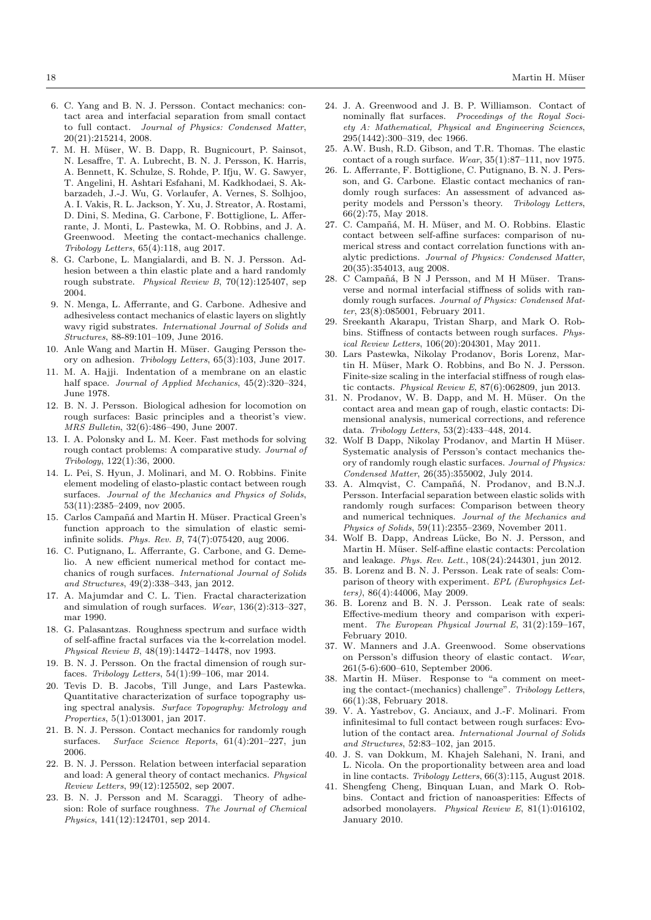6. C. Yang and B. N. J. Persson. Contact mechanics: contact area and interfacial separation from small contact to full contact. *Journal of Physics: Condensed Matter*, 20(21):215214, 2008.
7. M. H. Müser, W. B. Dapp, R. Bugnicourt, P. Sainsot, N. Lesaffre, T. A. Lubrecht, B. N. J. Persson, K. Harris, A. Bennett, K. Schulze, S. Rohde, P. Ifju, W. G. Sawyer, T. Angelini, H. Ashtari Esfahani, M. Kadkhodaei, S. Akbarzadeh, J.-J. Wu, G. Vorlaufer, A. Vernes, S. Solhjoo, A. I. Vakis, R. L. Jackson, Y. Xu, J. Streator, A. Rostami, D. Dini, S. Medina, G. Carbone, F. Bottiglione, L. Afferrante, J. Monti, L. Pastewka, M. O. Robbins, and J. A. Greenwood. Meeting the contact-mechanics challenge. *Tribology Letters*, 65(4):118, aug 2017.
8. G. Carbone, L. Mangialardi, and B. N. J. Persson. Adhesion between a thin elastic plate and a hard randomly rough substrate. *Physical Review B*, 70(12):125407, sep 2004.
9. N. Menga, L. Afferrante, and G. Carbone. Adhesive and adhesiveless contact mechanics of elastic layers on slightly wavy rigid substrates. *International Journal of Solids and Structures*, 88-89:101–109, June 2016.
10. Anle Wang and Martin H. Müser. Gauging Persson theory on adhesion. *Tribology Letters*, 65(3):103, June 2017.
11. M. A. Hajji. Indentation of a membrane on an elastic half space. *Journal of Applied Mechanics*, 45(2):320–324, June 1978.
12. B. N. J. Persson. Biological adhesion for locomotion on rough surfaces: Basic principles and a theorist's view. *MRS Bulletin*, 32(6):486–490, June 2007.
13. I. A. Polonsky and L. M. Keer. Fast methods for solving rough contact problems: A comparative study. *Journal of Tribology*, 122(1):36, 2000.
14. L. Pei, S. Hyun, J. Molinari, and M. O. Robbins. Finite element modeling of elasto-plastic contact between rough surfaces. *Journal of the Mechanics and Physics of Solids*, 53(11):2385–2409, nov 2005.
15. Carlos Campañá and Martin H. Müser. Practical Green's function approach to the simulation of elastic semi-infinite solids. *Phys. Rev. B*, 74(7):075420, aug 2006.
16. C. Putignano, L. Afferrante, G. Carbone, and G. Demelio. A new efficient numerical method for contact mechanics of rough surfaces. *International Journal of Solids and Structures*, 49(2):338–343, jan 2012.
17. A. Majumdar and C. L. Tien. Fractal characterization and simulation of rough surfaces. *Wear*, 136(2):313–327, mar 1990.
18. G. Palasantzas. Roughness spectrum and surface width of self-affine fractal surfaces via the k-correlation model. *Physical Review B*, 48(19):14472–14478, nov 1993.
19. B. N. J. Persson. On the fractal dimension of rough surfaces. *Tribology Letters*, 54(1):99–106, mar 2014.
20. Tevis D. B. Jacobs, Till Junge, and Lars Pastewka. Quantitative characterization of surface topography using spectral analysis. *Surface Topography: Metrology and Properties*, 5(1):013001, jan 2017.
21. B. N. J. Persson. Contact mechanics for randomly rough surfaces. *Surface Science Reports*, 61(4):201–227, jun 2006.
22. B. N. J. Persson. Relation between interfacial separation and load: A general theory of contact mechanics. *Physical Review Letters*, 99(12):125502, sep 2007.
23. B. N. J. Persson and M. Scaraggi. Theory of adhesion: Role of surface roughness. *The Journal of Chemical Physics*, 141(12):124701, sep 2014.
24. J. A. Greenwood and J. B. P. Williamson. Contact of nominally flat surfaces. *Proceedings of the Royal Society A: Mathematical, Physical and Engineering Sciences*, 295(1442):300–319, dec 1966.
25. A.W. Bush, R.D. Gibson, and T.R. Thomas. The elastic contact of a rough surface. *Wear*, 35(1):87–111, nov 1975.
26. L. Afferrante, F. Bottiglione, C. Putignano, B. N. J. Persson, and G. Carbone. Elastic contact mechanics of randomly rough surfaces: An assessment of advanced asperity models and Persson's theory. *Tribology Letters*, 66(2):75, May 2018.
27. C. Campañá, M. H. Müser, and M. O. Robbins. Elastic contact between self-affine surfaces: comparison of numerical stress and contact correlation functions with analytic predictions. *Journal of Physics: Condensed Matter*, 20(35):354013, aug 2008.
28. C Campañá, B N J Persson, and M H Müser. Transverse and normal interfacial stiffness of solids with randomly rough surfaces. *Journal of Physics: Condensed Matter*, 23(8):085001, February 2011.
29. Sreekanth Akarapu, Tristan Sharp, and Mark O. Robbins. Stiffness of contacts between rough surfaces. *Physical Review Letters*, 106(20):204301, May 2011.
30. Lars Pastewka, Nikolay Prodanov, Boris Lorenz, Martin H. Müser, Mark O. Robbins, and Bo N. J. Persson. Finite-size scaling in the interfacial stiffness of rough elastic contacts. *Physical Review E*, 87(6):062809, jun 2013.
31. N. Prodanov, W. B. Dapp, and M. H. Müser. On the contact area and mean gap of rough, elastic contacts: Dimensional analysis, numerical corrections, and reference data. *Tribology Letters*, 53(2):433–448, 2014.
32. Wolf B Dapp, Nikolay Prodanov, and Martin H Müser. Systematic analysis of Persson's contact mechanics theory of randomly rough elastic surfaces. *Journal of Physics: Condensed Matter*, 26(35):355002, July 2014.
33. A. Almqvist, C. Campañá, N. Prodanov, and B.N.J. Persson. Interfacial separation between elastic solids with randomly rough surfaces: Comparison between theory and numerical techniques. *Journal of the Mechanics and Physics of Solids*, 59(11):2355–2369, November 2011.
34. Wolf B. Dapp, Andreas Lücke, Bo N. J. Persson, and Martin H. Müser. Self-affine elastic contacts: Percolation and leakage. *Phys. Rev. Lett.*, 108(24):244301, jun 2012.
35. B. Lorenz and B. N. J. Persson. Leak rate of seals: Comparison of theory with experiment. *EPL (Europhysics Letters)*, 86(4):44006, May 2009.
36. B. Lorenz and B. N. J. Persson. Leak rate of seals: Effective-medium theory and comparison with experiment. *The European Physical Journal E*, 31(2):159–167, February 2010.
37. W. Manners and J.A. Greenwood. Some observations on Persson's diffusion theory of elastic contact. *Wear*, 261(5-6):600–610, September 2006.
38. Martin H. Müser. Response to "a comment on meeting the contact-(mechanics) challenge". *Tribology Letters*, 66(1):38, February 2018.
39. V. A. Yastrebov, G. Anciaux, and J.-F. Molinari. From infinitesimal to full contact between rough surfaces: Evolution of the contact area. *International Journal of Solids and Structures*, 52:83–102, jan 2015.
40. J. S. van Dokkum, M. Khajeh Salehani, N. Irani, and L. Nicola. On the proportionality between area and load in line contacts. *Tribology Letters*, 66(3):115, August 2018.
41. Shengfeng Cheng, Binquan Luan, and Mark O. Robbins. Contact and friction of nanoasperities: Effects of adsorbed monolayers. *Physical Review E*, 81(1):016102, January 2010.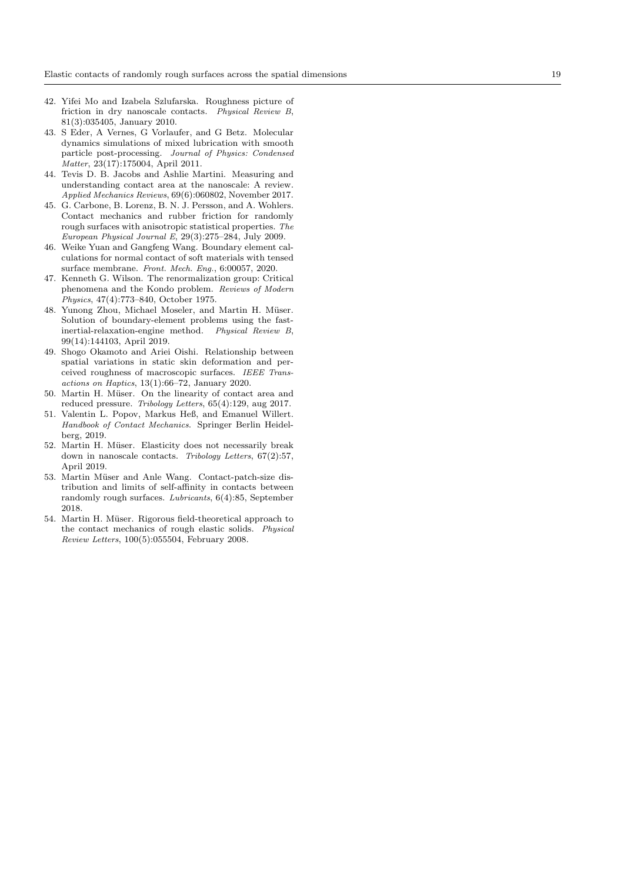42. Yifei Mo and Izabela Szlufarska. Roughness picture of friction in dry nanoscale contacts. *Physical Review B*, 81(3):035405, January 2010.
43. S Eder, A Vernes, G Vorlaufer, and G Betz. Molecular dynamics simulations of mixed lubrication with smooth particle post-processing. *Journal of Physics: Condensed Matter*, 23(17):175004, April 2011.
44. Tevis D. B. Jacobs and Ashlie Martini. Measuring and understanding contact area at the nanoscale: A review. *Applied Mechanics Reviews*, 69(6):060802, November 2017.
45. G. Carbone, B. Lorenz, B. N. J. Persson, and A. Wohlers. Contact mechanics and rubber friction for randomly rough surfaces with anisotropic statistical properties. *The European Physical Journal E*, 29(3):275–284, July 2009.
46. Weike Yuan and Gangfeng Wang. Boundary element calculations for normal contact of soft materials with tensed surface membrane. *Front. Mech. Eng.*, 6:00057, 2020.
47. Kenneth G. Wilson. The renormalization group: Critical phenomena and the Kondo problem. *Reviews of Modern Physics*, 47(4):773–840, October 1975.
48. Yunong Zhou, Michael Moseler, and Martin H. Müser. Solution of boundary-element problems using the fast-inertial-relaxation-engine method. *Physical Review B*, 99(14):144103, April 2019.
49. Shogo Okamoto and Ariei Oishi. Relationship between spatial variations in static skin deformation and perceived roughness of macroscopic surfaces. *IEEE Transactions on Haptics*, 13(1):66–72, January 2020.
50. Martin H. Müser. On the linearity of contact area and reduced pressure. *Tribology Letters*, 65(4):129, aug 2017.
51. Valentin L. Popov, Markus Heß, and Emanuel Willert. *Handbook of Contact Mechanics*. Springer Berlin Heidelberg, 2019.
52. Martin H. Müser. Elasticity does not necessarily break down in nanoscale contacts. *Tribology Letters*, 67(2):57, April 2019.
53. Martin Müser and Anle Wang. Contact-patch-size distribution and limits of self-affinity in contacts between randomly rough surfaces. *Lubricants*, 6(4):85, September 2018.
54. Martin H. Müser. Rigorous field-theoretical approach to the contact mechanics of rough elastic solids. *Physical Review Letters*, 100(5):055504, February 2008.